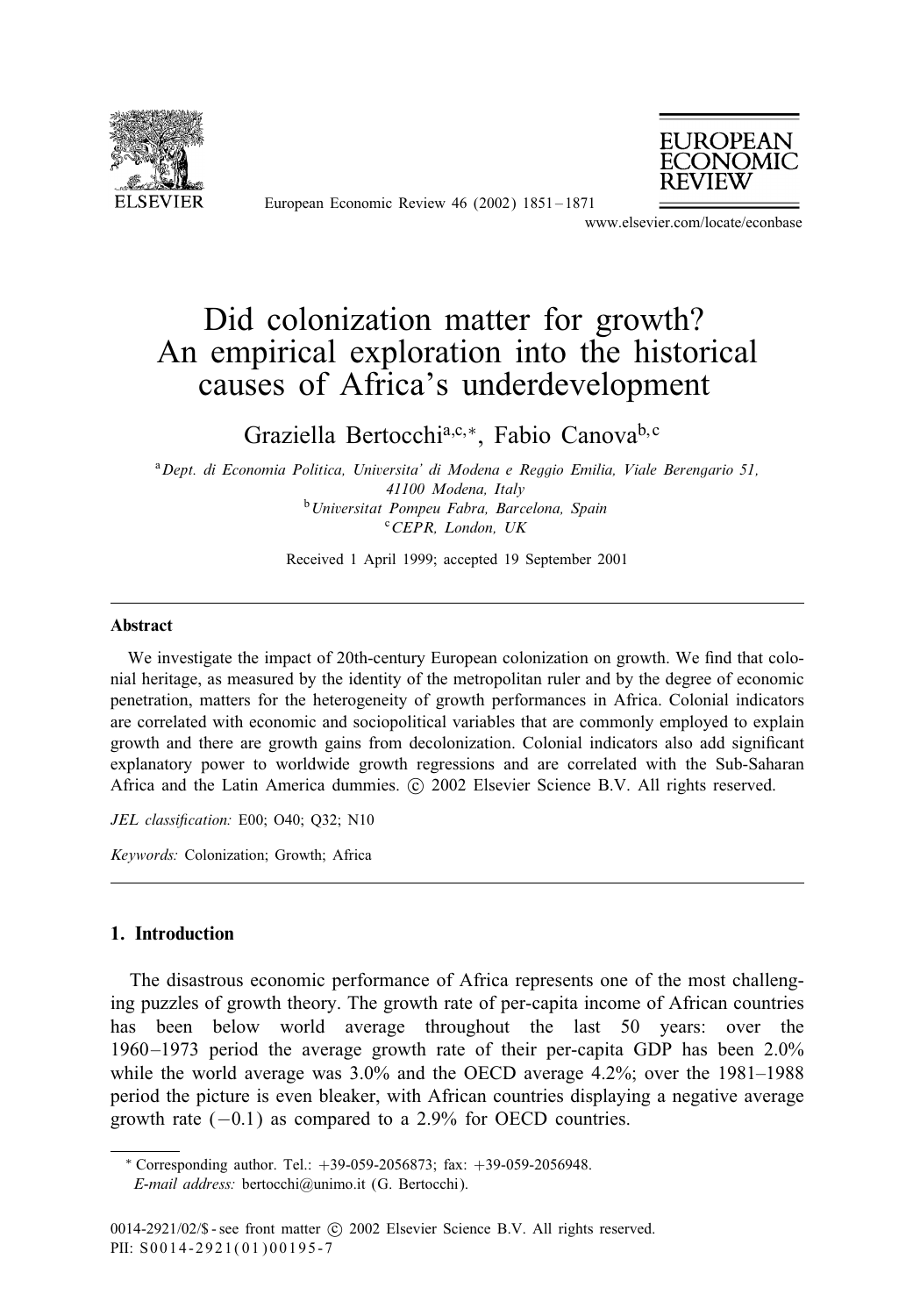# Did colonization matter for growth? An empirical exploration into the historical causes of Africa's underdevelopment

Graziella Bertocchi[a,c,*], Fabio Canova[b,c]

[a] Dept. di Economia Politica, Universita' di Modena e Reggio Emilia, Viale Berengario 51, 41100 Modena, Italy

[b] Universitat Pompeu Fabra, Barcelona, Spain

[c] CEPR, London, UK

Received 1 April 1999; accepted 19 September 2001

---

**Abstract**

We investigate the impact of 20th-century European colonization on growth. We find that colonial heritage, as measured by the identity of the metropolitan ruler and by the degree of economic penetration, matters for the heterogeneity of growth performances in Africa. Colonial indicators are correlated with economic and sociopolitical variables that are commonly employed to explain growth and there are growth gains from decolonization. Colonial indicators also add significant explanatory power to worldwide growth regressions and are correlated with the Sub-Saharan Africa and the Latin America dummies. © 2002 Elsevier Science B.V. All rights reserved.

*JEL classification:* E00; O40; Q32; N10

*Keywords:* Colonization; Growth; Africa

---

## 1. Introduction

The disastrous economic performance of Africa represents one of the most challenging puzzles of growth theory. The growth rate of per-capita income of African countries has been below world average throughout the last 50 years: over the 1960–1973 period the average growth rate of their per-capita GDP has been 2.0% while the world average was 3.0% and the OECD average 4.2%; over the 1981–1988 period the picture is even bleaker, with African countries displaying a negative average growth rate ($-0.1$) as compared to a 2.9% for OECD countries.

---

* Corresponding author. Tel.: +39-059-2056873; fax: +39-059-2056948.
*E-mail address:* bertocchi@unimo.it (G. Bertocchi).

0014-2921/02/$ - see front matter © 2002 Elsevier Science B.V. All rights reserved.
PII: S0014-2921(01)00195-7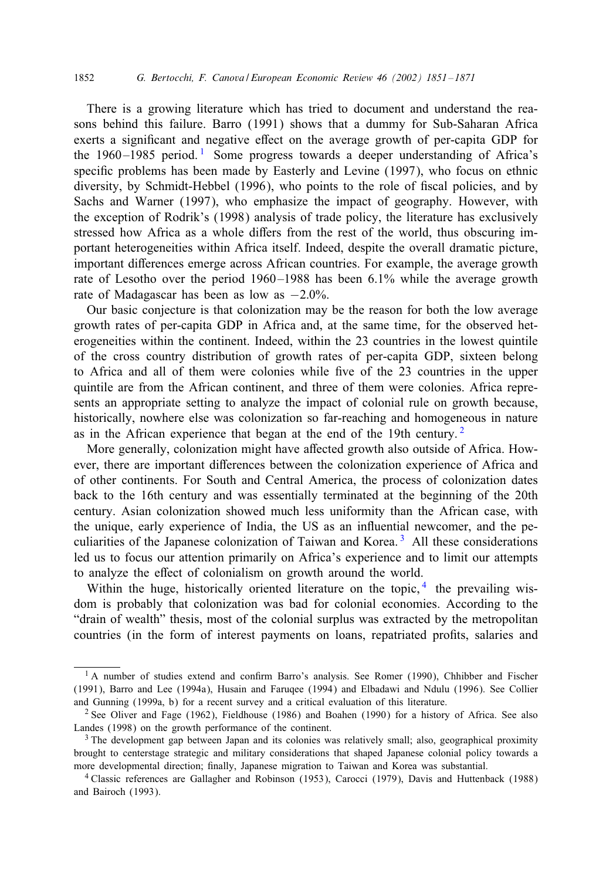There is a growing literature which has tried to document and understand the reasons behind this failure. Barro (1991) shows that a dummy for Sub-Saharan Africa exerts a significant and negative effect on the average growth of per-capita GDP for the 1960–1985 period.[1] Some progress towards a deeper understanding of Africa's specific problems has been made by Easterly and Levine (1997), who focus on ethnic diversity, by Schmidt-Hebbel (1996), who points to the role of fiscal policies, and by Sachs and Warner (1997), who emphasize the impact of geography. However, with the exception of Rodrik's (1998) analysis of trade policy, the literature has exclusively stressed how Africa as a whole differs from the rest of the world, thus obscuring important heterogeneities within Africa itself. Indeed, despite the overall dramatic picture, important differences emerge across African countries. For example, the average growth rate of Lesotho over the period 1960–1988 has been 6.1% while the average growth rate of Madagascar has been as low as −2.0%.

Our basic conjecture is that colonization may be the reason for both the low average growth rates of per-capita GDP in Africa and, at the same time, for the observed heterogeneities within the continent. Indeed, within the 23 countries in the lowest quintile of the cross country distribution of growth rates of per-capita GDP, sixteen belong to Africa and all of them were colonies while five of the 23 countries in the upper quintile are from the African continent, and three of them were colonies. Africa represents an appropriate setting to analyze the impact of colonial rule on growth because, historically, nowhere else was colonization so far-reaching and homogeneous in nature as in the African experience that began at the end of the 19th century.[2]

More generally, colonization might have affected growth also outside of Africa. However, there are important differences between the colonization experience of Africa and of other continents. For South and Central America, the process of colonization dates back to the 16th century and was essentially terminated at the beginning of the 20th century. Asian colonization showed much less uniformity than the African case, with the unique, early experience of India, the US as an influential newcomer, and the peculiarities of the Japanese colonization of Taiwan and Korea.[3] All these considerations led us to focus our attention primarily on Africa's experience and to limit our attempts to analyze the effect of colonialism on growth around the world.

Within the huge, historically oriented literature on the topic,[4] the prevailing wisdom is probably that colonization was bad for colonial economies. According to the "drain of wealth" thesis, most of the colonial surplus was extracted by the metropolitan countries (in the form of interest payments on loans, repatriated profits, salaries and

---

[1] A number of studies extend and confirm Barro's analysis. See Romer (1990), Chhibber and Fischer (1991), Barro and Lee (1994a), Husain and Faruqee (1994) and Elbadawi and Ndulu (1996). See Collier and Gunning (1999a, b) for a recent survey and a critical evaluation of this literature.

[2] See Oliver and Fage (1962), Fieldhouse (1986) and Boahen (1990) for a history of Africa. See also Landes (1998) on the growth performance of the continent.

[3] The development gap between Japan and its colonies was relatively small; also, geographical proximity brought to centerstage strategic and military considerations that shaped Japanese colonial policy towards a more developmental direction; finally, Japanese migration to Taiwan and Korea was substantial.

[4] Classic references are Gallagher and Robinson (1953), Carocci (1979), Davis and Huttenback (1988) and Bairoch (1993).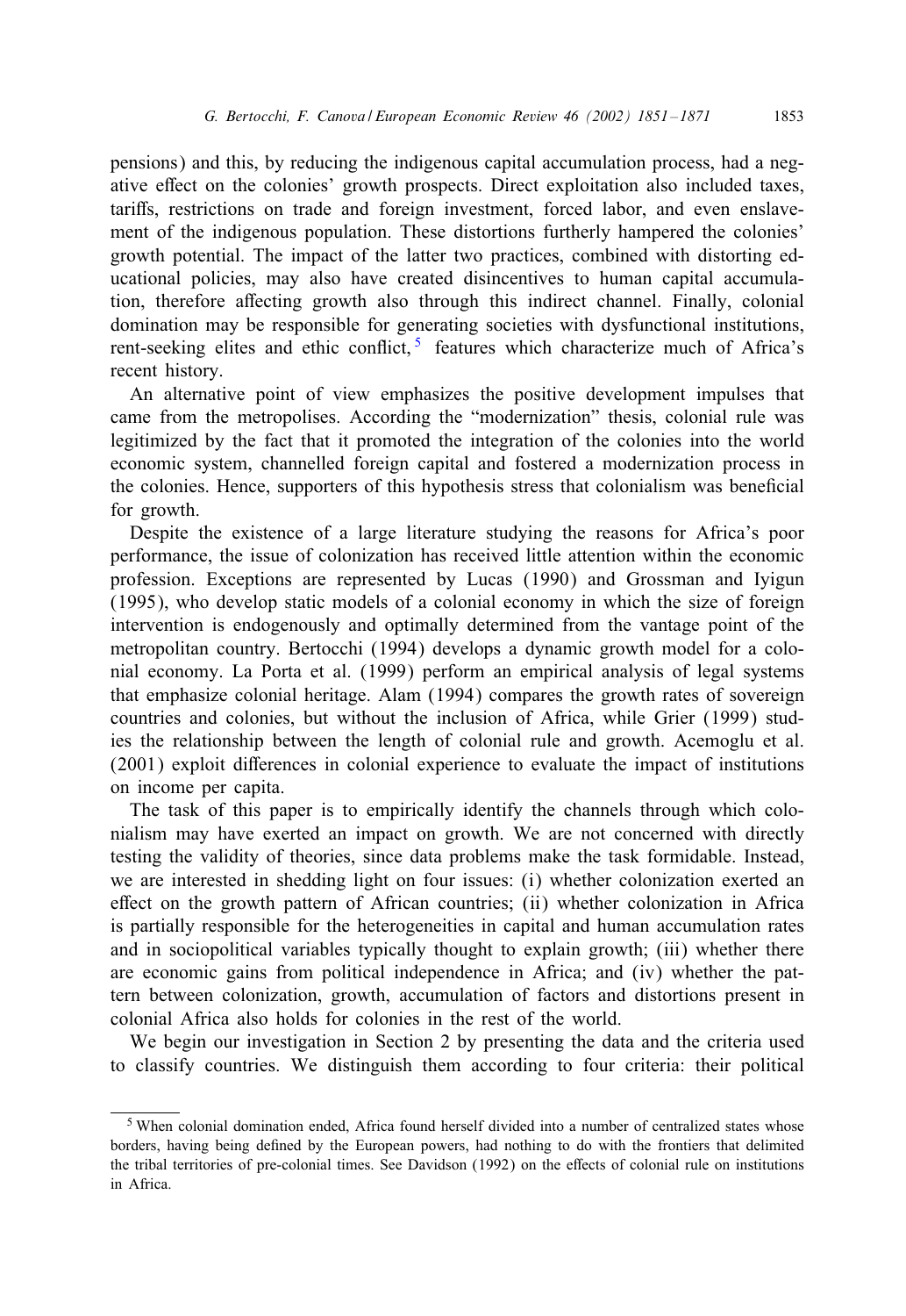pensions) and this, by reducing the indigenous capital accumulation process, had a negative effect on the colonies' growth prospects. Direct exploitation also included taxes, tariffs, restrictions on trade and foreign investment, forced labor, and even enslavement of the indigenous population. These distortions furtherly hampered the colonies' growth potential. The impact of the latter two practices, combined with distorting educational policies, may also have created disincentives to human capital accumulation, therefore affecting growth also through this indirect channel. Finally, colonial domination may be responsible for generating societies with dysfunctional institutions, rent-seeking elites and ethic conflict, [5] features which characterize much of Africa's recent history.

An alternative point of view emphasizes the positive development impulses that came from the metropolises. According the "modernization" thesis, colonial rule was legitimized by the fact that it promoted the integration of the colonies into the world economic system, channelled foreign capital and fostered a modernization process in the colonies. Hence, supporters of this hypothesis stress that colonialism was beneficial for growth.

Despite the existence of a large literature studying the reasons for Africa's poor performance, the issue of colonization has received little attention within the economic profession. Exceptions are represented by Lucas (1990) and Grossman and Iyigun (1995), who develop static models of a colonial economy in which the size of foreign intervention is endogenously and optimally determined from the vantage point of the metropolitan country. Bertocchi (1994) develops a dynamic growth model for a colonial economy. La Porta et al. (1999) perform an empirical analysis of legal systems that emphasize colonial heritage. Alam (1994) compares the growth rates of sovereign countries and colonies, but without the inclusion of Africa, while Grier (1999) studies the relationship between the length of colonial rule and growth. Acemoglu et al. (2001) exploit differences in colonial experience to evaluate the impact of institutions on income per capita.

The task of this paper is to empirically identify the channels through which colonialism may have exerted an impact on growth. We are not concerned with directly testing the validity of theories, since data problems make the task formidable. Instead, we are interested in shedding light on four issues: (i) whether colonization exerted an effect on the growth pattern of African countries; (ii) whether colonization in Africa is partially responsible for the heterogeneities in capital and human accumulation rates and in sociopolitical variables typically thought to explain growth; (iii) whether there are economic gains from political independence in Africa; and (iv) whether the pattern between colonization, growth, accumulation of factors and distortions present in colonial Africa also holds for colonies in the rest of the world.

We begin our investigation in Section 2 by presenting the data and the criteria used to classify countries. We distinguish them according to four criteria: their political

[5] When colonial domination ended, Africa found herself divided into a number of centralized states whose borders, having being defined by the European powers, had nothing to do with the frontiers that delimited the tribal territories of pre-colonial times. See Davidson (1992) on the effects of colonial rule on institutions in Africa.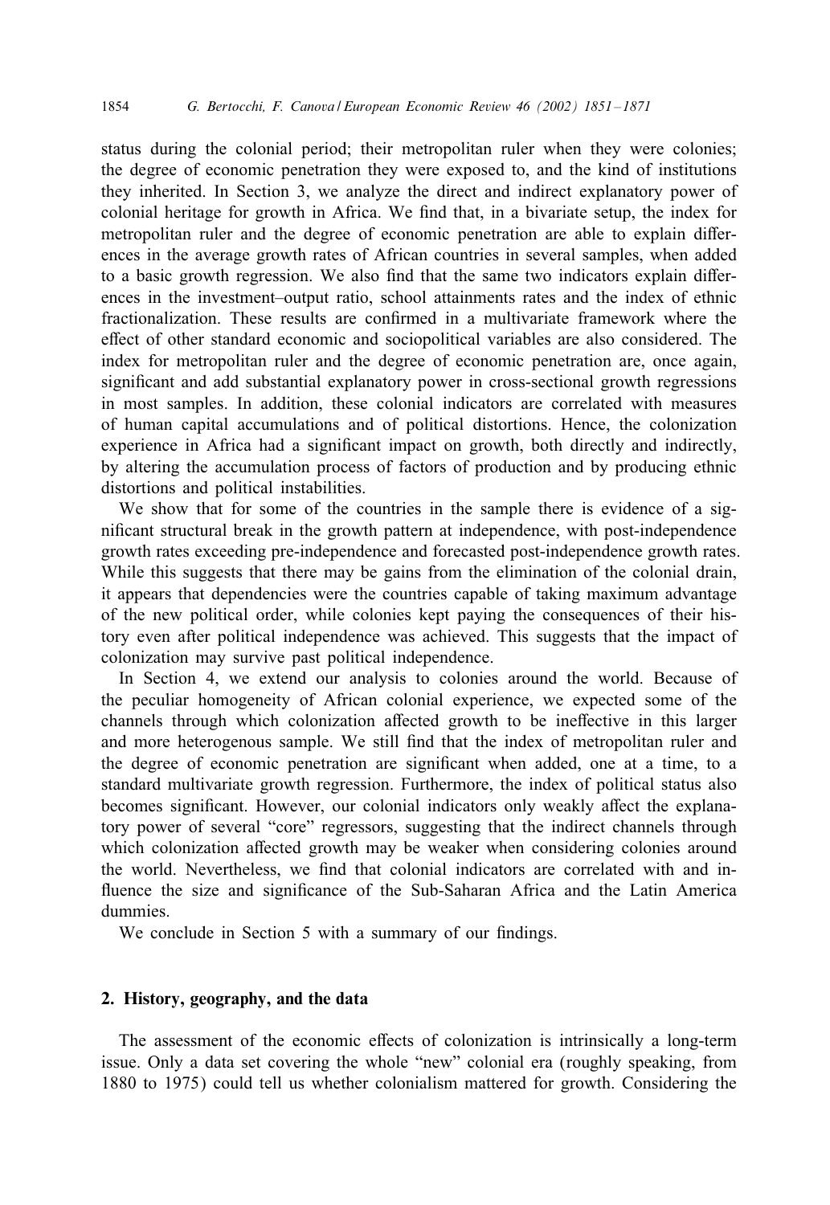status during the colonial period; their metropolitan ruler when they were colonies; the degree of economic penetration they were exposed to, and the kind of institutions they inherited. In Section 3, we analyze the direct and indirect explanatory power of colonial heritage for growth in Africa. We find that, in a bivariate setup, the index for metropolitan ruler and the degree of economic penetration are able to explain differences in the average growth rates of African countries in several samples, when added to a basic growth regression. We also find that the same two indicators explain differences in the investment–output ratio, school attainments rates and the index of ethnic fractionalization. These results are confirmed in a multivariate framework where the effect of other standard economic and sociopolitical variables are also considered. The index for metropolitan ruler and the degree of economic penetration are, once again, significant and add substantial explanatory power in cross-sectional growth regressions in most samples. In addition, these colonial indicators are correlated with measures of human capital accumulations and of political distortions. Hence, the colonization experience in Africa had a significant impact on growth, both directly and indirectly, by altering the accumulation process of factors of production and by producing ethnic distortions and political instabilities.

We show that for some of the countries in the sample there is evidence of a significant structural break in the growth pattern at independence, with post-independence growth rates exceeding pre-independence and forecasted post-independence growth rates. While this suggests that there may be gains from the elimination of the colonial drain, it appears that dependencies were the countries capable of taking maximum advantage of the new political order, while colonies kept paying the consequences of their history even after political independence was achieved. This suggests that the impact of colonization may survive past political independence.

In Section 4, we extend our analysis to colonies around the world. Because of the peculiar homogeneity of African colonial experience, we expected some of the channels through which colonization affected growth to be ineffective in this larger and more heterogenous sample. We still find that the index of metropolitan ruler and the degree of economic penetration are significant when added, one at a time, to a standard multivariate growth regression. Furthermore, the index of political status also becomes significant. However, our colonial indicators only weakly affect the explanatory power of several "core" regressors, suggesting that the indirect channels through which colonization affected growth may be weaker when considering colonies around the world. Nevertheless, we find that colonial indicators are correlated with and influence the size and significance of the Sub-Saharan Africa and the Latin America dummies.

We conclude in Section 5 with a summary of our findings.

## 2. History, geography, and the data

The assessment of the economic effects of colonization is intrinsically a long-term issue. Only a data set covering the whole "new" colonial era (roughly speaking, from 1880 to 1975) could tell us whether colonialism mattered for growth. Considering the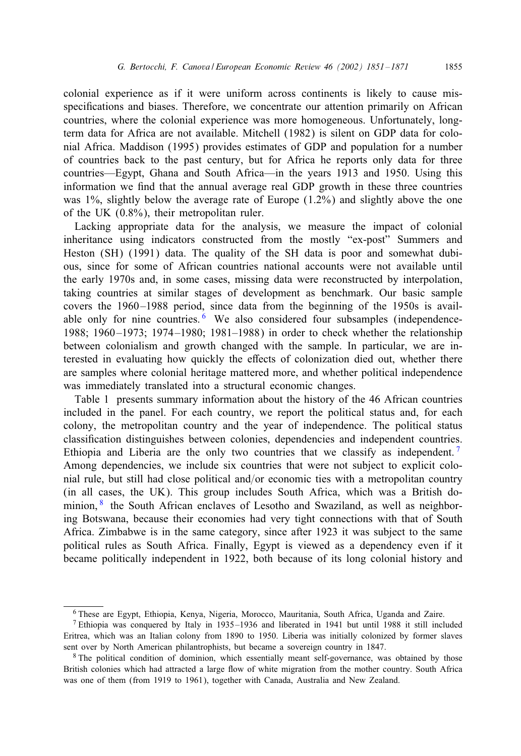colonial experience as if it were uniform across continents is likely to cause misspecifications and biases. Therefore, we concentrate our attention primarily on African countries, where the colonial experience was more homogeneous. Unfortunately, long-term data for Africa are not available. Mitchell (1982) is silent on GDP data for colonial Africa. Maddison (1995) provides estimates of GDP and population for a number of countries back to the past century, but for Africa he reports only data for three countries—Egypt, Ghana and South Africa—in the years 1913 and 1950. Using this information we find that the annual average real GDP growth in these three countries was 1%, slightly below the average rate of Europe (1.2%) and slightly above the one of the UK (0.8%), their metropolitan ruler.

Lacking appropriate data for the analysis, we measure the impact of colonial inheritance using indicators constructed from the mostly "ex-post" Summers and Heston (SH) (1991) data. The quality of the SH data is poor and somewhat dubious, since for some of African countries national accounts were not available until the early 1970s and, in some cases, missing data were reconstructed by interpolation, taking countries at similar stages of development as benchmark. Our basic sample covers the 1960–1988 period, since data from the beginning of the 1950s is available only for nine countries. [6] We also considered four subsamples (independence-1988; 1960–1973; 1974–1980; 1981–1988) in order to check whether the relationship between colonialism and growth changed with the sample. In particular, we are interested in evaluating how quickly the effects of colonization died out, whether there are samples where colonial heritage mattered more, and whether political independence was immediately translated into a structural economic changes.

Table 1 presents summary information about the history of the 46 African countries included in the panel. For each country, we report the political status and, for each colony, the metropolitan country and the year of independence. The political status classification distinguishes between colonies, dependencies and independent countries. Ethiopia and Liberia are the only two countries that we classify as independent. [7] Among dependencies, we include six countries that were not subject to explicit colonial rule, but still had close political and/or economic ties with a metropolitan country (in all cases, the UK). This group includes South Africa, which was a British dominion, [8] the South African enclaves of Lesotho and Swaziland, as well as neighboring Botswana, because their economies had very tight connections with that of South Africa. Zimbabwe is in the same category, since after 1923 it was subject to the same political rules as South Africa. Finally, Egypt is viewed as a dependency even if it became politically independent in 1922, both because of its long colonial history and

[6] These are Egypt, Ethiopia, Kenya, Nigeria, Morocco, Mauritania, South Africa, Uganda and Zaire.

[7] Ethiopia was conquered by Italy in 1935–1936 and liberated in 1941 but until 1988 it still included Eritrea, which was an Italian colony from 1890 to 1950. Liberia was initially colonized by former slaves sent over by North American philantrophists, but became a sovereign country in 1847.

[8] The political condition of dominion, which essentially meant self-governance, was obtained by those British colonies which had attracted a large flow of white migration from the mother country. South Africa was one of them (from 1919 to 1961), together with Canada, Australia and New Zealand.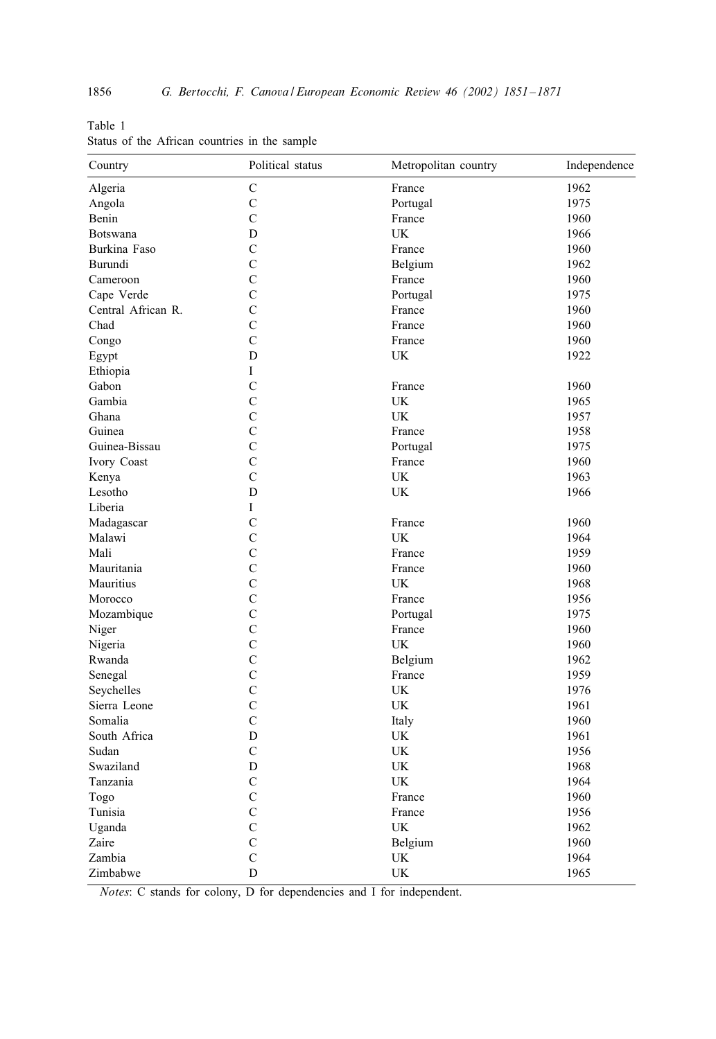Table 1
Status of the African countries in the sample

| Country | Political status | Metropolitan country | Independence |
|---|---|---|---|
| Algeria | C | France | 1962 |
| Angola | C | Portugal | 1975 |
| Benin | C | France | 1960 |
| Botswana | D | UK | 1966 |
| Burkina Faso | C | France | 1960 |
| Burundi | C | Belgium | 1962 |
| Cameroon | C | France | 1960 |
| Cape Verde | C | Portugal | 1975 |
| Central African R. | C | France | 1960 |
| Chad | C | France | 1960 |
| Congo | C | France | 1960 |
| Egypt | D | UK | 1922 |
| Ethiopia | I | | |
| Gabon | C | France | 1960 |
| Gambia | C | UK | 1965 |
| Ghana | C | UK | 1957 |
| Guinea | C | France | 1958 |
| Guinea-Bissau | C | Portugal | 1975 |
| Ivory Coast | C | France | 1960 |
| Kenya | C | UK | 1963 |
| Lesotho | D | UK | 1966 |
| Liberia | I | | |
| Madagascar | C | France | 1960 |
| Malawi | C | UK | 1964 |
| Mali | C | France | 1959 |
| Mauritania | C | France | 1960 |
| Mauritius | C | UK | 1968 |
| Morocco | C | France | 1956 |
| Mozambique | C | Portugal | 1975 |
| Niger | C | France | 1960 |
| Nigeria | C | UK | 1960 |
| Rwanda | C | Belgium | 1962 |
| Senegal | C | France | 1959 |
| Seychelles | C | UK | 1976 |
| Sierra Leone | C | UK | 1961 |
| Somalia | C | Italy | 1960 |
| South Africa | D | UK | 1961 |
| Sudan | C | UK | 1956 |
| Swaziland | D | UK | 1968 |
| Tanzania | C | UK | 1964 |
| Togo | C | France | 1960 |
| Tunisia | C | France | 1956 |
| Uganda | C | UK | 1962 |
| Zaire | C | Belgium | 1960 |
| Zambia | C | UK | 1964 |
| Zimbabwe | D | UK | 1965 |

*Notes*: C stands for colony, D for dependencies and I for independent.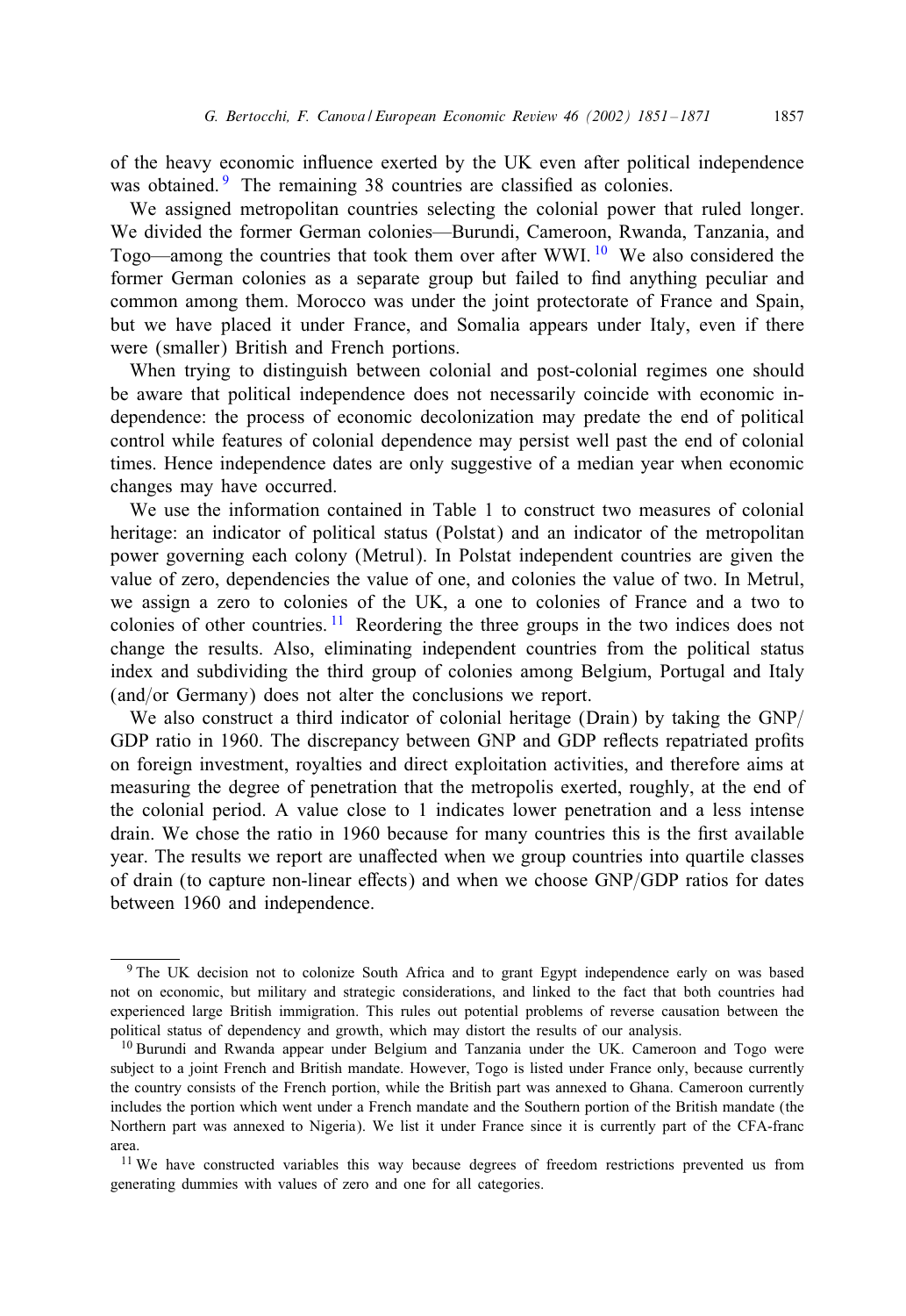of the heavy economic influence exerted by the UK even after political independence was obtained.[9] The remaining 38 countries are classified as colonies.

We assigned metropolitan countries selecting the colonial power that ruled longer. We divided the former German colonies—Burundi, Cameroon, Rwanda, Tanzania, and Togo—among the countries that took them over after WWI.[10] We also considered the former German colonies as a separate group but failed to find anything peculiar and common among them. Morocco was under the joint protectorate of France and Spain, but we have placed it under France, and Somalia appears under Italy, even if there were (smaller) British and French portions.

When trying to distinguish between colonial and post-colonial regimes one should be aware that political independence does not necessarily coincide with economic independence: the process of economic decolonization may predate the end of political control while features of colonial dependence may persist well past the end of colonial times. Hence independence dates are only suggestive of a median year when economic changes may have occurred.

We use the information contained in Table 1 to construct two measures of colonial heritage: an indicator of political status (Polstat) and an indicator of the metropolitan power governing each colony (Metrul). In Polstat independent countries are given the value of zero, dependencies the value of one, and colonies the value of two. In Metrul, we assign a zero to colonies of the UK, a one to colonies of France and a two to colonies of other countries.[11] Reordering the three groups in the two indices does not change the results. Also, eliminating independent countries from the political status index and subdividing the third group of colonies among Belgium, Portugal and Italy (and/or Germany) does not alter the conclusions we report.

We also construct a third indicator of colonial heritage (Drain) by taking the GNP/GDP ratio in 1960. The discrepancy between GNP and GDP reflects repatriated profits on foreign investment, royalties and direct exploitation activities, and therefore aims at measuring the degree of penetration that the metropolis exerted, roughly, at the end of the colonial period. A value close to 1 indicates lower penetration and a less intense drain. We chose the ratio in 1960 because for many countries this is the first available year. The results we report are unaffected when we group countries into quartile classes of drain (to capture non-linear effects) and when we choose GNP/GDP ratios for dates between 1960 and independence.

---

[9] The UK decision not to colonize South Africa and to grant Egypt independence early on was based not on economic, but military and strategic considerations, and linked to the fact that both countries had experienced large British immigration. This rules out potential problems of reverse causation between the political status of dependency and growth, which may distort the results of our analysis.

[10] Burundi and Rwanda appear under Belgium and Tanzania under the UK. Cameroon and Togo were subject to a joint French and British mandate. However, Togo is listed under France only, because currently the country consists of the French portion, while the British part was annexed to Ghana. Cameroon currently includes the portion which went under a French mandate and the Southern portion of the British mandate (the Northern part was annexed to Nigeria). We list it under France since it is currently part of the CFA-franc area.

[11] We have constructed variables this way because degrees of freedom restrictions prevented us from generating dummies with values of zero and one for all categories.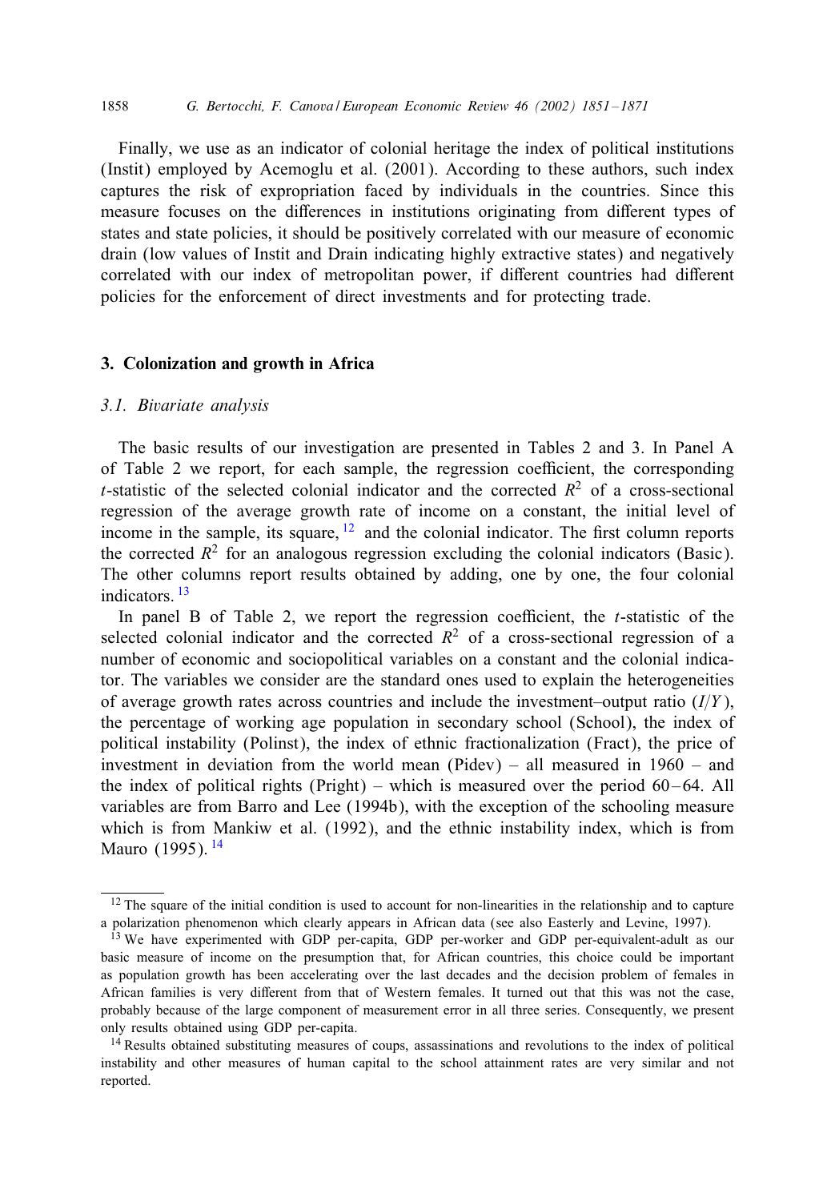Finally, we use as an indicator of colonial heritage the index of political institutions (Instit) employed by Acemoglu et al. (2001). According to these authors, such index captures the risk of expropriation faced by individuals in the countries. Since this measure focuses on the differences in institutions originating from different types of states and state policies, it should be positively correlated with our measure of economic drain (low values of Instit and Drain indicating highly extractive states) and negatively correlated with our index of metropolitan power, if different countries had different policies for the enforcement of direct investments and for protecting trade.

## 3. Colonization and growth in Africa

### 3.1. Bivariate analysis

The basic results of our investigation are presented in Tables 2 and 3. In Panel A of Table 2 we report, for each sample, the regression coefficient, the corresponding $t$-statistic of the selected colonial indicator and the corrected $R^2$ of a cross-sectional regression of the average growth rate of income on a constant, the initial level of income in the sample, its square, [12] and the colonial indicator. The first column reports the corrected $R^2$ for an analogous regression excluding the colonial indicators (Basic). The other columns report results obtained by adding, one by one, the four colonial indicators. [13]

In panel B of Table 2, we report the regression coefficient, the $t$-statistic of the selected colonial indicator and the corrected $R^2$ of a cross-sectional regression of a number of economic and sociopolitical variables on a constant and the colonial indicator. The variables we consider are the standard ones used to explain the heterogeneities of average growth rates across countries and include the investment–output ratio ($I/Y$), the percentage of working age population in secondary school (School), the index of political instability (Polinst), the index of ethnic fractionalization (Fract), the price of investment in deviation from the world mean (Pidev) – all measured in 1960 – and the index of political rights (Pright) – which is measured over the period 60–64. All variables are from Barro and Lee (1994b), with the exception of the schooling measure which is from Mankiw et al. (1992), and the ethnic instability index, which is from Mauro (1995). [14]

---

[12] The square of the initial condition is used to account for non-linearities in the relationship and to capture a polarization phenomenon which clearly appears in African data (see also Easterly and Levine, 1997).

[13] We have experimented with GDP per-capita, GDP per-worker and GDP per-equivalent-adult as our basic measure of income on the presumption that, for African countries, this choice could be important as population growth has been accelerating over the last decades and the decision problem of females in African families is very different from that of Western females. It turned out that this was not the case, probably because of the large component of measurement error in all three series. Consequently, we present only results obtained using GDP per-capita.

[14] Results obtained substituting measures of coups, assassinations and revolutions to the index of political instability and other measures of human capital to the school attainment rates are very similar and not reported.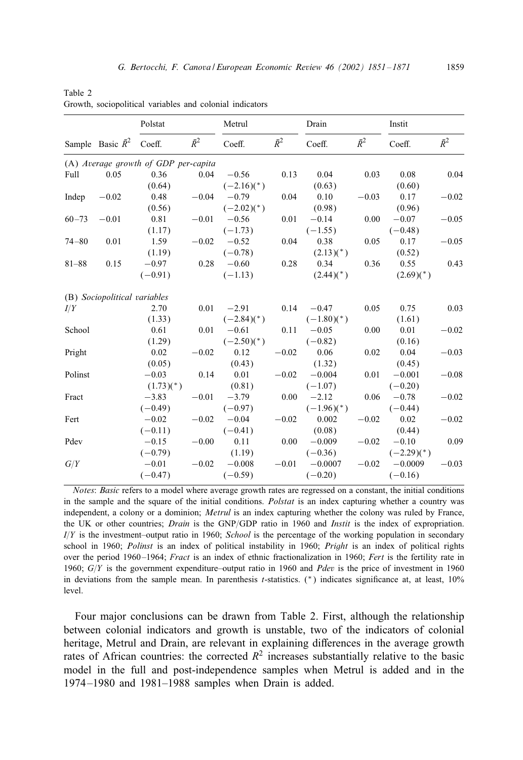Table 2
Growth, sociopolitical variables and colonial indicators

| Sample | Basic $\bar{R}^2$ | Polstat Coeff. | Polstat $\bar{R}^2$ | Metrul Coeff. | Metrul $\bar{R}^2$ | Drain Coeff. | Drain $\bar{R}^2$ | Instit Coeff. | Instit $\bar{R}^2$ |
|---|---|---|---|---|---|---|---|---|---|
| (A) *Average growth of GDP per-capita* | | | | | | | | | |
| Full | 0.05 | 0.36 | 0.04 | −0.56 | 0.13 | 0.04 | 0.03 | 0.08 | 0.04 |
| | | (0.64) | | (−2.16)(*) | | (0.63) | | (0.60) | |
| Indep | −0.02 | 0.48 | −0.04 | −0.79 | 0.04 | 0.10 | −0.03 | 0.17 | −0.02 |
| | | (0.56) | | (−2.02)(*) | | (0.98) | | (0.96) | |
| 60–73 | −0.01 | 0.81 | −0.01 | −0.56 | 0.01 | −0.14 | 0.00 | −0.07 | −0.05 |
| | | (1.17) | | (−1.73) | | (−1.55) | | (−0.48) | |
| 74–80 | 0.01 | 1.59 | −0.02 | −0.52 | 0.04 | 0.38 | 0.05 | 0.17 | −0.05 |
| | | (1.19) | | (−0.78) | | (2.13)(*) | | (0.52) | |
| 81–88 | 0.15 | −0.97 | 0.28 | −0.60 | 0.28 | 0.34 | 0.36 | 0.55 | 0.43 |
| | | (−0.91) | | (−1.13) | | (2.44)(*) | | (2.69)(*) | |
| (B) *Sociopolitical variables* | | | | | | | | | |
| $I/Y$ | | 2.70 | 0.01 | −2.91 | 0.14 | −0.47 | 0.05 | 0.75 | 0.03 |
| | | (1.33) | | (−2.84)(*) | | (−1.80)(*) | | (1.61) | |
| School | | 0.61 | 0.01 | −0.61 | 0.11 | −0.05 | 0.00 | 0.01 | −0.02 |
| | | (1.29) | | (−2.50)(*) | | (−0.82) | | (0.16) | |
| Pright | | 0.02 | −0.02 | 0.12 | −0.02 | 0.06 | 0.02 | 0.04 | −0.03 |
| | | (0.05) | | (0.43) | | (1.32) | | (0.45) | |
| Polinst | | −0.03 | 0.14 | 0.01 | −0.02 | −0.004 | 0.01 | −0.001 | −0.08 |
| | | (1.73)(*) | | (0.81) | | (−1.07) | | (−0.20) | |
| Fract | | −3.83 | −0.01 | −3.79 | 0.00 | −2.12 | 0.06 | −0.78 | −0.02 |
| | | (−0.49) | | (−0.97) | | (−1.96)(*) | | (−0.44) | |
| Fert | | −0.02 | −0.02 | −0.04 | −0.02 | 0.002 | −0.02 | 0.02 | −0.02 |
| | | (−0.11) | | (−0.41) | | (0.08) | | (0.44) | |
| Pdev | | −0.15 | −0.00 | 0.11 | 0.00 | −0.009 | −0.02 | −0.10 | 0.09 |
| | | (−0.79) | | (1.19) | | (−0.36) | | (−2.29)(*) | |
| $G/Y$ | | −0.01 | −0.02 | −0.008 | −0.01 | −0.0007 | −0.02 | −0.0009 | −0.03 |
| | | (−0.47) | | (−0.59) | | (−0.20) | | (−0.16) | |

*Notes*: *Basic* refers to a model where average growth rates are regressed on a constant, the initial conditions in the sample and the square of the initial conditions. *Polstat* is an index capturing whether a country was independent, a colony or a dominion; *Metrul* is an index capturing whether the colony was ruled by France, the UK or other countries; *Drain* is the GNP/GDP ratio in 1960 and *Instit* is the index of expropriation. $I/Y$ is the investment–output ratio in 1960; *School* is the percentage of the working population in secondary school in 1960; *Polinst* is an index of political instability in 1960; *Pright* is an index of political rights over the period 1960–1964; *Fract* is an index of ethnic fractionalization in 1960; *Fert* is the fertility rate in 1960; $G/Y$ is the government expenditure–output ratio in 1960 and *Pdev* is the price of investment in 1960 in deviations from the sample mean. In parenthesis $t$-statistics. (*) indicates significance at, at least, 10% level.

Four major conclusions can be drawn from Table 2. First, although the relationship between colonial indicators and growth is unstable, two of the indicators of colonial heritage, Metrul and Drain, are relevant in explaining differences in the average growth rates of African countries: the corrected $R^2$ increases substantially relative to the basic model in the full and post-independence samples when Metrul is added and in the 1974–1980 and 1981–1988 samples when Drain is added.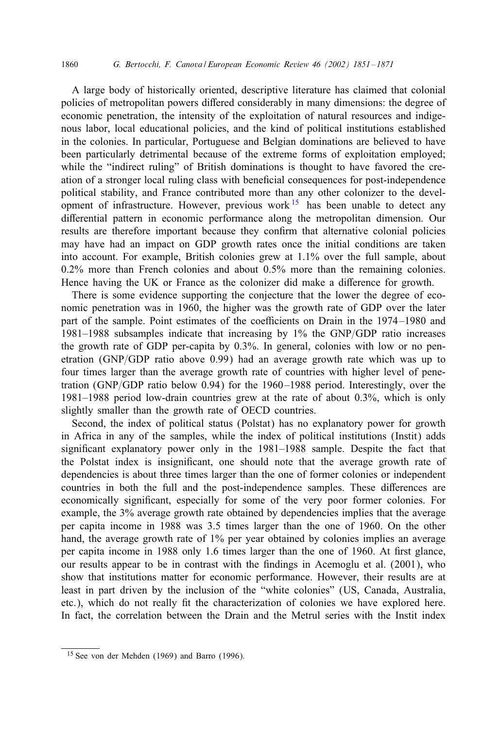A large body of historically oriented, descriptive literature has claimed that colonial policies of metropolitan powers differed considerably in many dimensions: the degree of economic penetration, the intensity of the exploitation of natural resources and indigenous labor, local educational policies, and the kind of political institutions established in the colonies. In particular, Portuguese and Belgian dominations are believed to have been particularly detrimental because of the extreme forms of exploitation employed; while the "indirect ruling" of British dominations is thought to have favored the creation of a stronger local ruling class with beneficial consequences for post-independence political stability, and France contributed more than any other colonizer to the development of infrastructure. However, previous work [15] has been unable to detect any differential pattern in economic performance along the metropolitan dimension. Our results are therefore important because they confirm that alternative colonial policies may have had an impact on GDP growth rates once the initial conditions are taken into account. For example, British colonies grew at 1.1% over the full sample, about 0.2% more than French colonies and about 0.5% more than the remaining colonies. Hence having the UK or France as the colonizer did make a difference for growth.

There is some evidence supporting the conjecture that the lower the degree of economic penetration was in 1960, the higher was the growth rate of GDP over the later part of the sample. Point estimates of the coefficients on Drain in the 1974–1980 and 1981–1988 subsamples indicate that increasing by 1% the GNP/GDP ratio increases the growth rate of GDP per-capita by 0.3%. In general, colonies with low or no penetration (GNP/GDP ratio above 0.99) had an average growth rate which was up to four times larger than the average growth rate of countries with higher level of penetration (GNP/GDP ratio below 0.94) for the 1960–1988 period. Interestingly, over the 1981–1988 period low-drain countries grew at the rate of about 0.3%, which is only slightly smaller than the growth rate of OECD countries.

Second, the index of political status (Polstat) has no explanatory power for growth in Africa in any of the samples, while the index of political institutions (Instit) adds significant explanatory power only in the 1981–1988 sample. Despite the fact that the Polstat index is insignificant, one should note that the average growth rate of dependencies is about three times larger than the one of former colonies or independent countries in both the full and the post-independence samples. These differences are economically significant, especially for some of the very poor former colonies. For example, the 3% average growth rate obtained by dependencies implies that the average per capita income in 1988 was 3.5 times larger than the one of 1960. On the other hand, the average growth rate of 1% per year obtained by colonies implies an average per capita income in 1988 only 1.6 times larger than the one of 1960. At first glance, our results appear to be in contrast with the findings in Acemoglu et al. (2001), who show that institutions matter for economic performance. However, their results are at least in part driven by the inclusion of the "white colonies" (US, Canada, Australia, etc.), which do not really fit the characterization of colonies we have explored here. In fact, the correlation between the Drain and the Metrul series with the Instit index

[15] See von der Mehden (1969) and Barro (1996).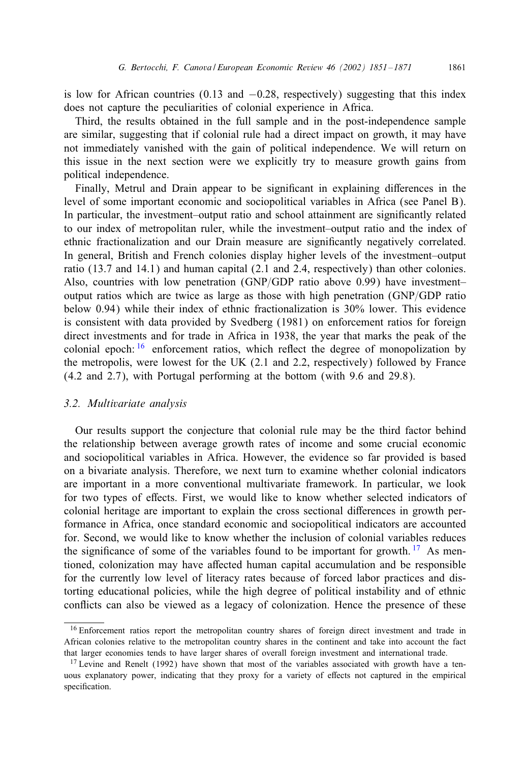is low for African countries (0.13 and −0.28, respectively) suggesting that this index does not capture the peculiarities of colonial experience in Africa.

Third, the results obtained in the full sample and in the post-independence sample are similar, suggesting that if colonial rule had a direct impact on growth, it may have not immediately vanished with the gain of political independence. We will return on this issue in the next section were we explicitly try to measure growth gains from political independence.

Finally, Metrul and Drain appear to be significant in explaining differences in the level of some important economic and sociopolitical variables in Africa (see Panel B). In particular, the investment–output ratio and school attainment are significantly related to our index of metropolitan ruler, while the investment–output ratio and the index of ethnic fractionalization and our Drain measure are significantly negatively correlated. In general, British and French colonies display higher levels of the investment–output ratio (13.7 and 14.1) and human capital (2.1 and 2.4, respectively) than other colonies. Also, countries with low penetration (GNP/GDP ratio above 0.99) have investment–output ratios which are twice as large as those with high penetration (GNP/GDP ratio below 0.94) while their index of ethnic fractionalization is 30% lower. This evidence is consistent with data provided by Svedberg (1981) on enforcement ratios for foreign direct investments and for trade in Africa in 1938, the year that marks the peak of the colonial epoch:[16] enforcement ratios, which reflect the degree of monopolization by the metropolis, were lowest for the UK (2.1 and 2.2, respectively) followed by France (4.2 and 2.7), with Portugal performing at the bottom (with 9.6 and 29.8).

### 3.2. *Multivariate analysis*

Our results support the conjecture that colonial rule may be the third factor behind the relationship between average growth rates of income and some crucial economic and sociopolitical variables in Africa. However, the evidence so far provided is based on a bivariate analysis. Therefore, we next turn to examine whether colonial indicators are important in a more conventional multivariate framework. In particular, we look for two types of effects. First, we would like to know whether selected indicators of colonial heritage are important to explain the cross sectional differences in growth performance in Africa, once standard economic and sociopolitical indicators are accounted for. Second, we would like to know whether the inclusion of colonial variables reduces the significance of some of the variables found to be important for growth.[17] As mentioned, colonization may have affected human capital accumulation and be responsible for the currently low level of literacy rates because of forced labor practices and distorting educational policies, while the high degree of political instability and of ethnic conflicts can also be viewed as a legacy of colonization. Hence the presence of these

[16] Enforcement ratios report the metropolitan country shares of foreign direct investment and trade in African colonies relative to the metropolitan country shares in the continent and take into account the fact that larger economies tends to have larger shares of overall foreign investment and international trade.

[17] Levine and Renelt (1992) have shown that most of the variables associated with growth have a tenuous explanatory power, indicating that they proxy for a variety of effects not captured in the empirical specification.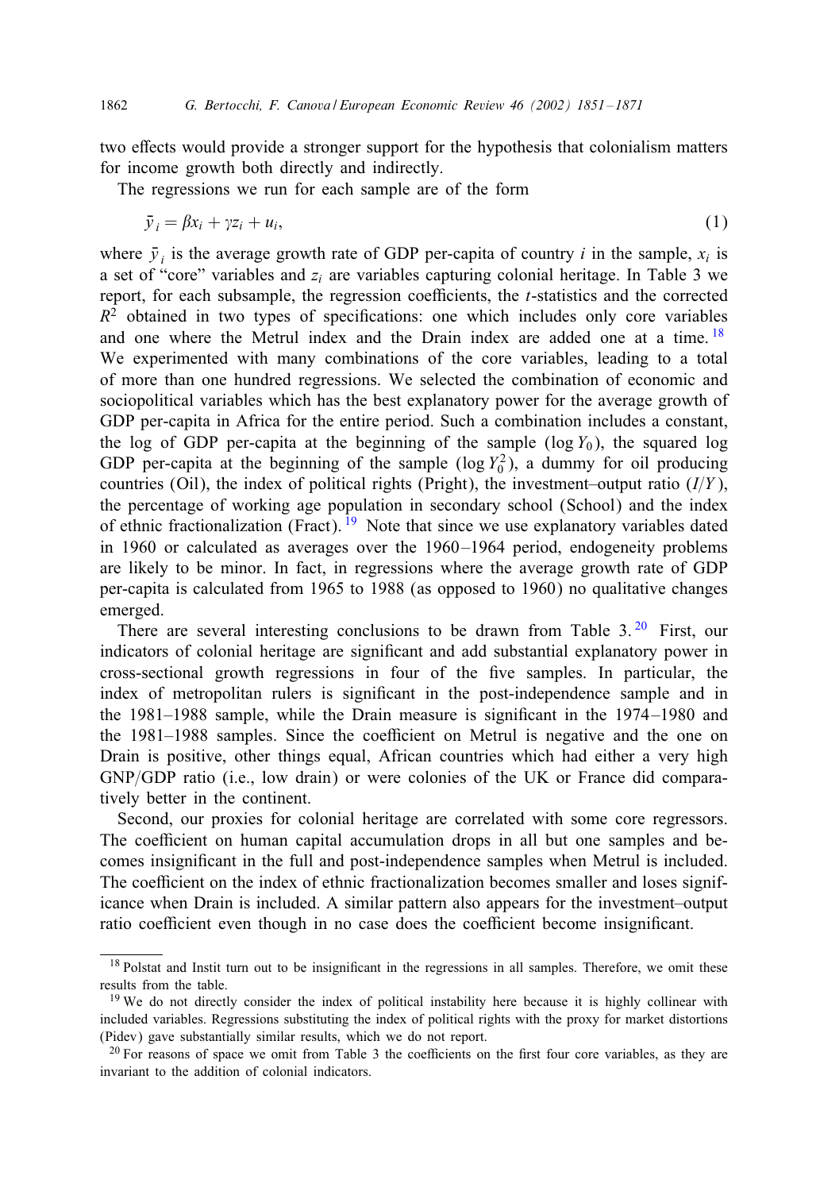two effects would provide a stronger support for the hypothesis that colonialism matters for income growth both directly and indirectly.

The regressions we run for each sample are of the form

$$\bar{y}_i = \beta x_i + \gamma z_i + u_i, \tag{1}$$

where $\bar{y}_i$ is the average growth rate of GDP per-capita of country $i$ in the sample, $x_i$ is a set of "core" variables and $z_i$ are variables capturing colonial heritage. In Table 3 we report, for each subsample, the regression coefficients, the $t$-statistics and the corrected $R^2$ obtained in two types of specifications: one which includes only core variables and one where the Metrul index and the Drain index are added one at a time. [18] We experimented with many combinations of the core variables, leading to a total of more than one hundred regressions. We selected the combination of economic and sociopolitical variables which has the best explanatory power for the average growth of GDP per-capita in Africa for the entire period. Such a combination includes a constant, the log of GDP per-capita at the beginning of the sample ($\log Y_0$), the squared log GDP per-capita at the beginning of the sample ($\log Y_0^2$), a dummy for oil producing countries (Oil), the index of political rights (Pright), the investment–output ratio ($I/Y$), the percentage of working age population in secondary school (School) and the index of ethnic fractionalization (Fract). [19] Note that since we use explanatory variables dated in 1960 or calculated as averages over the 1960–1964 period, endogeneity problems are likely to be minor. In fact, in regressions where the average growth rate of GDP per-capita is calculated from 1965 to 1988 (as opposed to 1960) no qualitative changes emerged.

There are several interesting conclusions to be drawn from Table 3. [20] First, our indicators of colonial heritage are significant and add substantial explanatory power in cross-sectional growth regressions in four of the five samples. In particular, the index of metropolitan rulers is significant in the post-independence sample and in the 1981–1988 sample, while the Drain measure is significant in the 1974–1980 and the 1981–1988 samples. Since the coefficient on Metrul is negative and the one on Drain is positive, other things equal, African countries which had either a very high GNP/GDP ratio (i.e., low drain) or were colonies of the UK or France did comparatively better in the continent.

Second, our proxies for colonial heritage are correlated with some core regressors. The coefficient on human capital accumulation drops in all but one samples and becomes insignificant in the full and post-independence samples when Metrul is included. The coefficient on the index of ethnic fractionalization becomes smaller and loses significance when Drain is included. A similar pattern also appears for the investment–output ratio coefficient even though in no case does the coefficient become insignificant.

[18] Polstat and Instit turn out to be insignificant in the regressions in all samples. Therefore, we omit these results from the table.

[19] We do not directly consider the index of political instability here because it is highly collinear with included variables. Regressions substituting the index of political rights with the proxy for market distortions (Pidev) gave substantially similar results, which we do not report.

[20] For reasons of space we omit from Table 3 the coefficients on the first four core variables, as they are invariant to the addition of colonial indicators.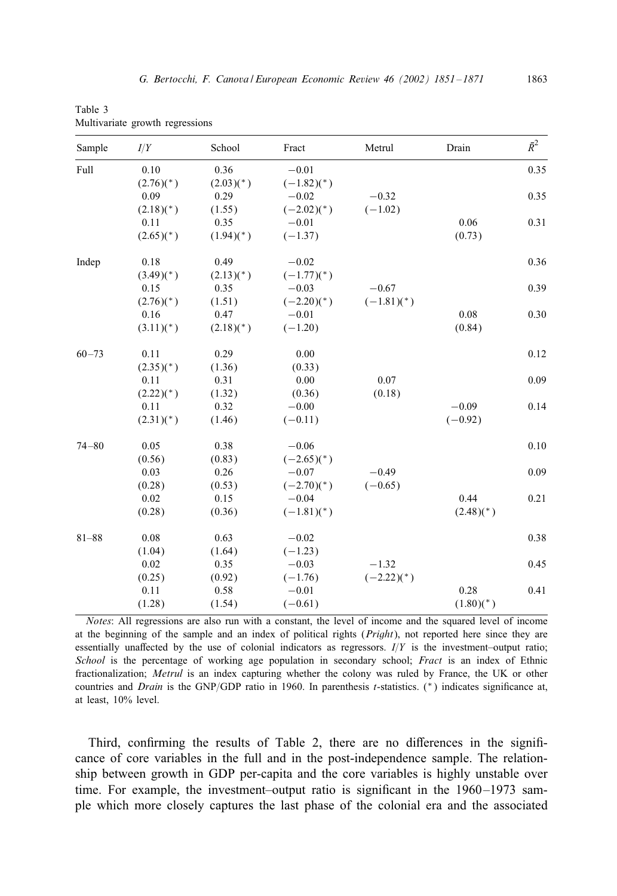Table 3
Multivariate growth regressions

| Sample | $I/Y$ | School | Fract | Metrul | Drain | $\bar{R}^2$ |
|---|---|---|---|---|---|---|
| Full | 0.10 | 0.36 | −0.01 | | | 0.35 |
| | (2.76)(*) | (2.03)(*) | (−1.82)(*) | | | |
| | 0.09 | 0.29 | −0.02 | −0.32 | | 0.35 |
| | (2.18)(*) | (1.55) | (−2.02)(*) | (−1.02) | | |
| | 0.11 | 0.35 | −0.01 | | 0.06 | 0.31 |
| | (2.65)(*) | (1.94)(*) | (−1.37) | | (0.73) | |
| Indep | 0.18 | 0.49 | −0.02 | | | 0.36 |
| | (3.49)(*) | (2.13)(*) | (−1.77)(*) | | | |
| | 0.15 | 0.35 | −0.03 | −0.67 | | 0.39 |
| | (2.76)(*) | (1.51) | (−2.20)(*) | (−1.81)(*) | | |
| | 0.16 | 0.47 | −0.01 | | 0.08 | 0.30 |
| | (3.11)(*) | (2.18)(*) | (−1.20) | | (0.84) | |
| 60–73 | 0.11 | 0.29 | 0.00 | | | 0.12 |
| | (2.35)(*) | (1.36) | (0.33) | | | |
| | 0.11 | 0.31 | 0.00 | 0.07 | | 0.09 |
| | (2.22)(*) | (1.32) | (0.36) | (0.18) | | |
| | 0.11 | 0.32 | −0.00 | | −0.09 | 0.14 |
| | (2.31)(*) | (1.46) | (−0.11) | | (−0.92) | |
| 74–80 | 0.05 | 0.38 | −0.06 | | | 0.10 |
| | (0.56) | (0.83) | (−2.65)(*) | | | |
| | 0.03 | 0.26 | −0.07 | −0.49 | | 0.09 |
| | (0.28) | (0.53) | (−2.70)(*) | (−0.65) | | |
| | 0.02 | 0.15 | −0.04 | | 0.44 | 0.21 |
| | (0.28) | (0.36) | (−1.81)(*) | | (2.48)(*) | |
| 81–88 | 0.08 | 0.63 | −0.02 | | | 0.38 |
| | (1.04) | (1.64) | (−1.23) | | | |
| | 0.02 | 0.35 | −0.03 | −1.32 | | 0.45 |
| | (0.25) | (0.92) | (−1.76) | (−2.22)(*) | | |
| | 0.11 | 0.58 | −0.01 | | 0.28 | 0.41 |
| | (1.28) | (1.54) | (−0.61) | | (1.80)(*) | |

*Notes*: All regressions are also run with a constant, the level of income and the squared level of income at the beginning of the sample and an index of political rights (*Pright*), not reported here since they are essentially unaffected by the use of colonial indicators as regressors. $I/Y$ is the investment–output ratio; *School* is the percentage of working age population in secondary school; *Fract* is an index of Ethnic fractionalization; *Metrul* is an index capturing whether the colony was ruled by France, the UK or other countries and *Drain* is the GNP/GDP ratio in 1960. In parenthesis $t$-statistics. (*) indicates significance at, at least, 10% level.

Third, confirming the results of Table 2, there are no differences in the significance of core variables in the full and in the post-independence sample. The relationship between growth in GDP per-capita and the core variables is highly unstable over time. For example, the investment–output ratio is significant in the 1960–1973 sample which more closely captures the last phase of the colonial era and the associated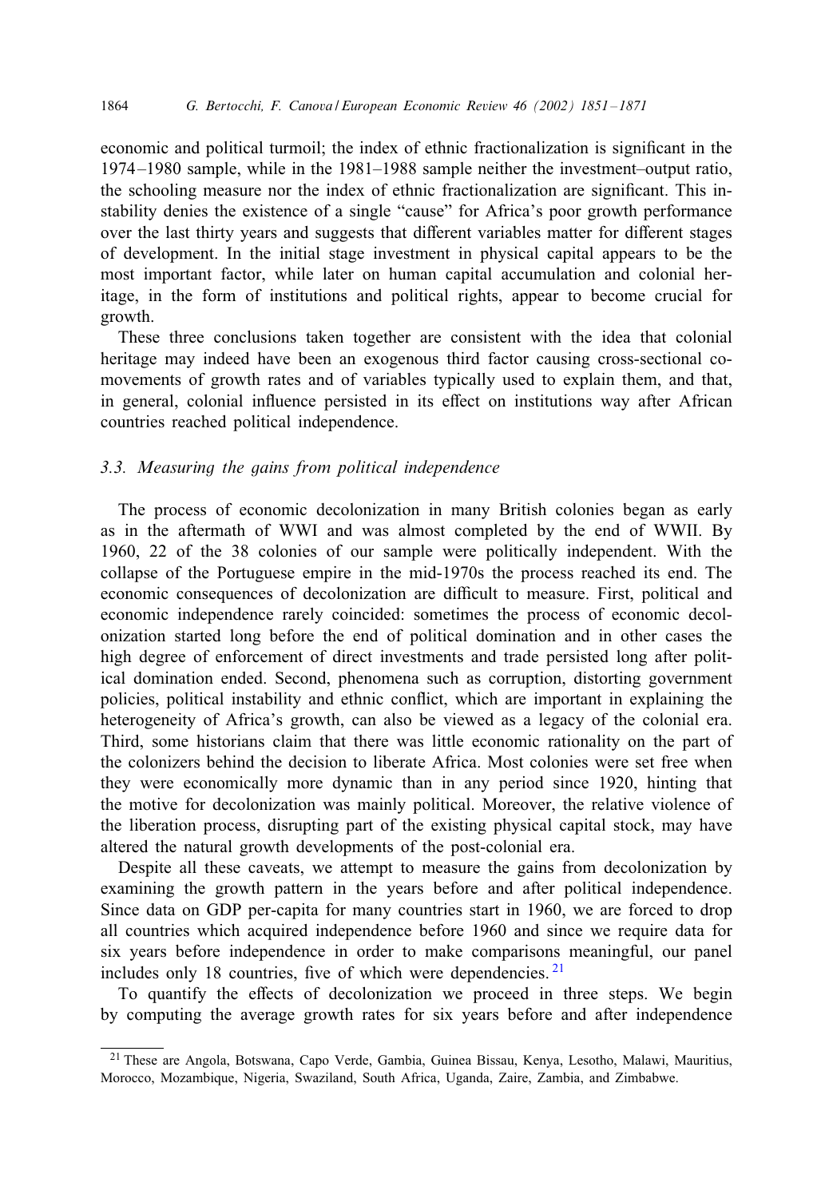economic and political turmoil; the index of ethnic fractionalization is significant in the 1974–1980 sample, while in the 1981–1988 sample neither the investment–output ratio, the schooling measure nor the index of ethnic fractionalization are significant. This instability denies the existence of a single "cause" for Africa's poor growth performance over the last thirty years and suggests that different variables matter for different stages of development. In the initial stage investment in physical capital appears to be the most important factor, while later on human capital accumulation and colonial heritage, in the form of institutions and political rights, appear to become crucial for growth.

These three conclusions taken together are consistent with the idea that colonial heritage may indeed have been an exogenous third factor causing cross-sectional comovements of growth rates and of variables typically used to explain them, and that, in general, colonial influence persisted in its effect on institutions way after African countries reached political independence.

### 3.3. *Measuring the gains from political independence*

The process of economic decolonization in many British colonies began as early as in the aftermath of WWI and was almost completed by the end of WWII. By 1960, 22 of the 38 colonies of our sample were politically independent. With the collapse of the Portuguese empire in the mid-1970s the process reached its end. The economic consequences of decolonization are difficult to measure. First, political and economic independence rarely coincided: sometimes the process of economic decolonization started long before the end of political domination and in other cases the high degree of enforcement of direct investments and trade persisted long after political domination ended. Second, phenomena such as corruption, distorting government policies, political instability and ethnic conflict, which are important in explaining the heterogeneity of Africa's growth, can also be viewed as a legacy of the colonial era. Third, some historians claim that there was little economic rationality on the part of the colonizers behind the decision to liberate Africa. Most colonies were set free when they were economically more dynamic than in any period since 1920, hinting that the motive for decolonization was mainly political. Moreover, the relative violence of the liberation process, disrupting part of the existing physical capital stock, may have altered the natural growth developments of the post-colonial era.

Despite all these caveats, we attempt to measure the gains from decolonization by examining the growth pattern in the years before and after political independence. Since data on GDP per-capita for many countries start in 1960, we are forced to drop all countries which acquired independence before 1960 and since we require data for six years before independence in order to make comparisons meaningful, our panel includes only 18 countries, five of which were dependencies.[21]

To quantify the effects of decolonization we proceed in three steps. We begin by computing the average growth rates for six years before and after independence

[21] These are Angola, Botswana, Capo Verde, Gambia, Guinea Bissau, Kenya, Lesotho, Malawi, Mauritius, Morocco, Mozambique, Nigeria, Swaziland, South Africa, Uganda, Zaire, Zambia, and Zimbabwe.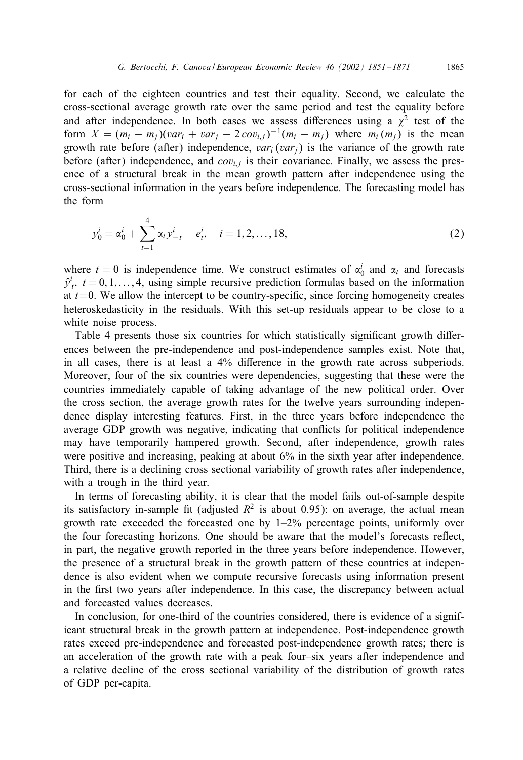for each of the eighteen countries and test their equality. Second, we calculate the cross-sectional average growth rate over the same period and test the equality before and after independence. In both cases we assess differences using a $\chi^2$ test of the form $X = (m_i - m_j)(var_i + var_j - 2\,cov_{i,j})^{-1}(m_i - m_j)$ where $m_i\,(m_j)$ is the mean growth rate before (after) independence, $var_i\,(var_j)$ is the variance of the growth rate before (after) independence, and $cov_{i,j}$ is their covariance. Finally, we assess the presence of a structural break in the mean growth pattern after independence using the cross-sectional information in the years before independence. The forecasting model has the form

$$y_0^i = \alpha_0^i + \sum_{t=1}^{4} \alpha_t y_{-t}^i + e_t^i, \quad i = 1, 2, \ldots, 18, \tag{2}$$

where $t = 0$ is independence time. We construct estimates of $\alpha_0^i$ and $\alpha_t$ and forecasts $\hat{y}_t^i$, $t = 0, 1, \ldots, 4$, using simple recursive prediction formulas based on the information at $t = 0$. We allow the intercept to be country-specific, since forcing homogeneity creates heteroskedasticity in the residuals. With this set-up residuals appear to be close to a white noise process.

Table 4 presents those six countries for which statistically significant growth differences between the pre-independence and post-independence samples exist. Note that, in all cases, there is at least a 4% difference in the growth rate across subperiods. Moreover, four of the six countries were dependencies, suggesting that these were the countries immediately capable of taking advantage of the new political order. Over the cross section, the average growth rates for the twelve years surrounding independence display interesting features. First, in the three years before independence the average GDP growth was negative, indicating that conflicts for political independence may have temporarily hampered growth. Second, after independence, growth rates were positive and increasing, peaking at about 6% in the sixth year after independence. Third, there is a declining cross sectional variability of growth rates after independence, with a trough in the third year.

In terms of forecasting ability, it is clear that the model fails out-of-sample despite its satisfactory in-sample fit (adjusted $R^2$ is about 0.95): on average, the actual mean growth rate exceeded the forecasted one by 1–2% percentage points, uniformly over the four forecasting horizons. One should be aware that the model's forecasts reflect, in part, the negative growth reported in the three years before independence. However, the presence of a structural break in the growth pattern of these countries at independence is also evident when we compute recursive forecasts using information present in the first two years after independence. In this case, the discrepancy between actual and forecasted values decreases.

In conclusion, for one-third of the countries considered, there is evidence of a significant structural break in the growth pattern at independence. Post-independence growth rates exceed pre-independence and forecasted post-independence growth rates; there is an acceleration of the growth rate with a peak four–six years after independence and a relative decline of the cross sectional variability of the distribution of growth rates of GDP per-capita.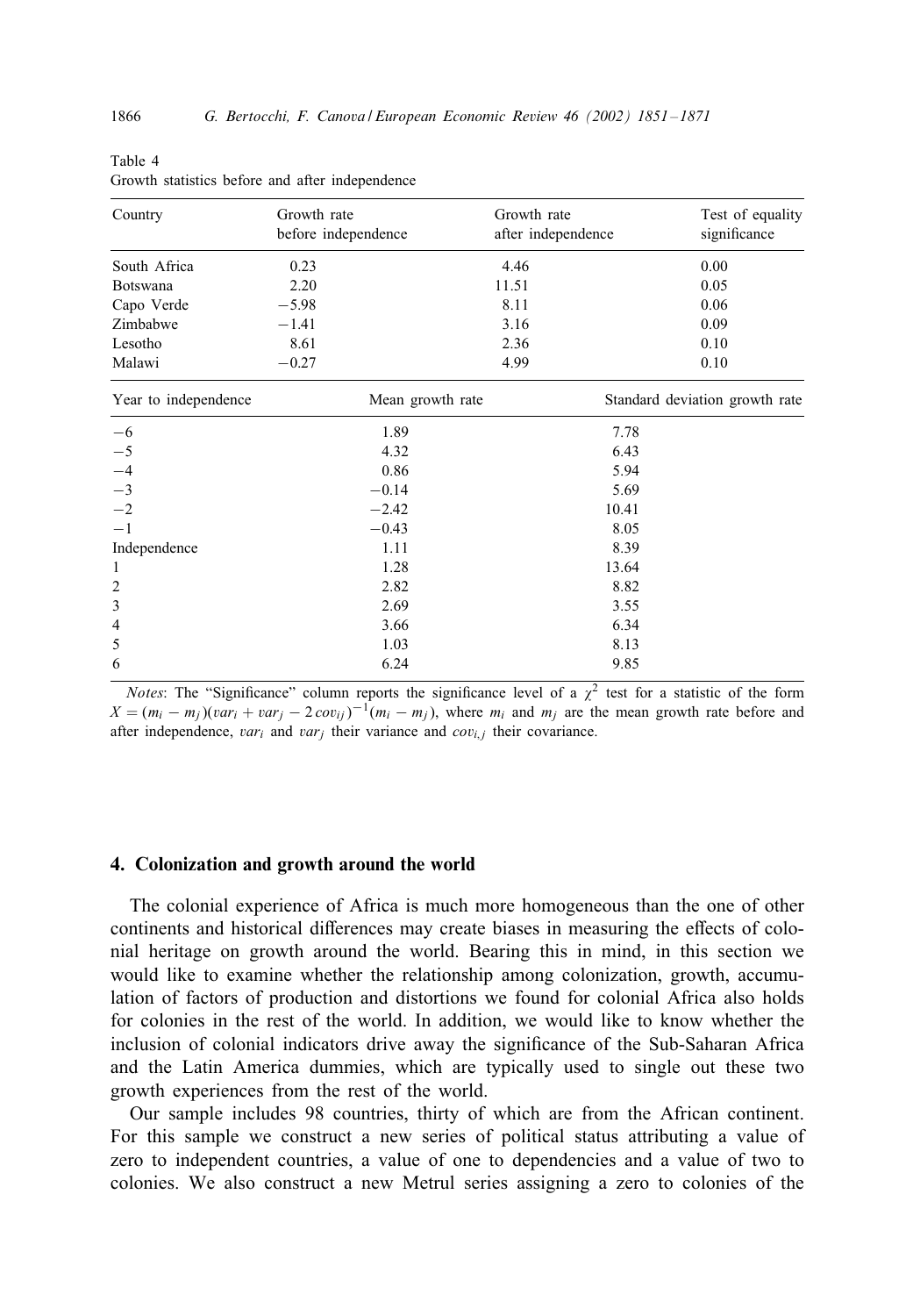Table 4
Growth statistics before and after independence

| Country | Growth rate before independence | Growth rate after independence | Test of equality significance |
|---|---|---|---|
| South Africa | 0.23 | 4.46 | 0.00 |
| Botswana | 2.20 | 11.51 | 0.05 |
| Capo Verde | −5.98 | 8.11 | 0.06 |
| Zimbabwe | −1.41 | 3.16 | 0.09 |
| Lesotho | 8.61 | 2.36 | 0.10 |
| Malawi | −0.27 | 4.99 | 0.10 |

| Year to independence | Mean growth rate | Standard deviation growth rate |
|---|---|---|
| −6 | 1.89 | 7.78 |
| −5 | 4.32 | 6.43 |
| −4 | 0.86 | 5.94 |
| −3 | −0.14 | 5.69 |
| −2 | −2.42 | 10.41 |
| −1 | −0.43 | 8.05 |
| Independence | 1.11 | 8.39 |
| 1 | 1.28 | 13.64 |
| 2 | 2.82 | 8.82 |
| 3 | 2.69 | 3.55 |
| 4 | 3.66 | 6.34 |
| 5 | 1.03 | 8.13 |
| 6 | 6.24 | 9.85 |

*Notes*: The "Significance" column reports the significance level of a $\chi^2$ test for a statistic of the form $X = (m_i - m_j)(var_i + var_j - 2\,cov_{ij})^{-1}(m_i - m_j)$, where $m_i$ and $m_j$ are the mean growth rate before and after independence, $var_i$ and $var_j$ their variance and $cov_{i,j}$ their covariance.

## 4. Colonization and growth around the world

The colonial experience of Africa is much more homogeneous than the one of other continents and historical differences may create biases in measuring the effects of colonial heritage on growth around the world. Bearing this in mind, in this section we would like to examine whether the relationship among colonization, growth, accumulation of factors of production and distortions we found for colonial Africa also holds for colonies in the rest of the world. In addition, we would like to know whether the inclusion of colonial indicators drive away the significance of the Sub-Saharan Africa and the Latin America dummies, which are typically used to single out these two growth experiences from the rest of the world.

Our sample includes 98 countries, thirty of which are from the African continent. For this sample we construct a new series of political status attributing a value of zero to independent countries, a value of one to dependencies and a value of two to colonies. We also construct a new Metrul series assigning a zero to colonies of the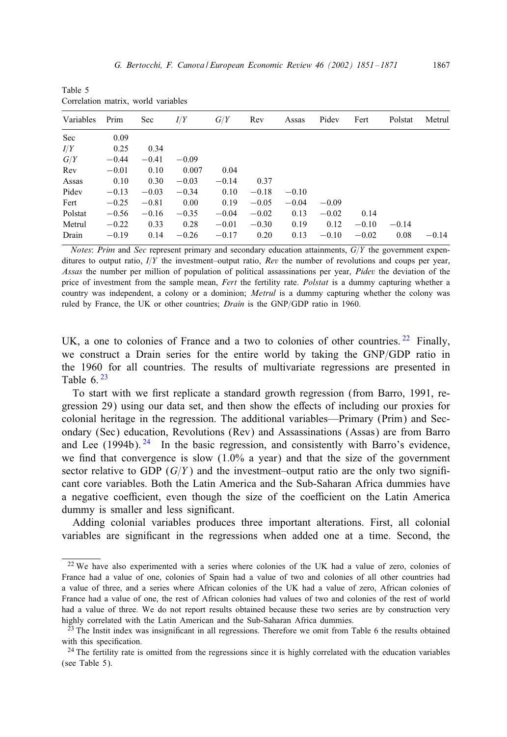Table 5
Correlation matrix, world variables

| Variables | Prim | Sec | $I/Y$ | $G/Y$ | Rev | Assas | Pidev | Fert | Polstat | Metrul |
|---|---|---|---|---|---|---|---|---|---|---|
| Sec | 0.09 | | | | | | | | | |
| $I/Y$ | 0.25 | 0.34 | | | | | | | | |
| $G/Y$ | −0.44 | −0.41 | −0.09 | | | | | | | |
| Rev | −0.01 | 0.10 | 0.007 | 0.04 | | | | | | |
| Assas | 0.10 | 0.30 | −0.03 | −0.14 | 0.37 | | | | | |
| Pidev | −0.13 | −0.03 | −0.34 | 0.10 | −0.18 | −0.10 | | | | |
| Fert | −0.25 | −0.81 | 0.00 | 0.19 | −0.05 | −0.04 | −0.09 | | | |
| Polstat | −0.56 | −0.16 | −0.35 | −0.04 | −0.02 | 0.13 | −0.02 | 0.14 | | |
| Metrul | −0.22 | 0.33 | 0.28 | −0.01 | −0.30 | 0.19 | 0.12 | −0.10 | −0.14 | |
| Drain | −0.19 | 0.14 | −0.26 | −0.17 | 0.20 | 0.13 | −0.10 | −0.02 | 0.08 | −0.14 |

*Notes*: *Prim* and *Sec* represent primary and secondary education attainments, $G/Y$ the government expenditures to output ratio, $I/Y$ the investment–output ratio, *Rev* the number of revolutions and coups per year, *Assas* the number per million of population of political assassinations per year, *Pidev* the deviation of the price of investment from the sample mean, *Fert* the fertility rate. *Polstat* is a dummy capturing whether a country was independent, a colony or a dominion; *Metrul* is a dummy capturing whether the colony was ruled by France, the UK or other countries; *Drain* is the GNP/GDP ratio in 1960.

UK, a one to colonies of France and a two to colonies of other countries. [22] Finally, we construct a Drain series for the entire world by taking the GNP/GDP ratio in the 1960 for all countries. The results of multivariate regressions are presented in Table 6. [23]

To start with we first replicate a standard growth regression (from Barro, 1991, regression 29) using our data set, and then show the effects of including our proxies for colonial heritage in the regression. The additional variables—Primary (Prim) and Secondary (Sec) education, Revolutions (Rev) and Assassinations (Assas) are from Barro and Lee (1994b). [24] In the basic regression, and consistently with Barro's evidence, we find that convergence is slow (1.0% a year) and that the size of the government sector relative to GDP ($G/Y$) and the investment–output ratio are the only two significant core variables. Both the Latin America and the Sub-Saharan Africa dummies have a negative coefficient, even though the size of the coefficient on the Latin America dummy is smaller and less significant.

Adding colonial variables produces three important alterations. First, all colonial variables are significant in the regressions when added one at a time. Second, the

[22] We have also experimented with a series where colonies of the UK had a value of zero, colonies of France had a value of one, colonies of Spain had a value of two and colonies of all other countries had a value of three, and a series where African colonies of the UK had a value of zero, African colonies of France had a value of one, the rest of African colonies had values of two and colonies of the rest of world had a value of three. We do not report results obtained because these two series are by construction very highly correlated with the Latin American and the Sub-Saharan Africa dummies.

[23] The Instit index was insignificant in all regressions. Therefore we omit from Table 6 the results obtained with this specification.

[24] The fertility rate is omitted from the regressions since it is highly correlated with the education variables (see Table 5).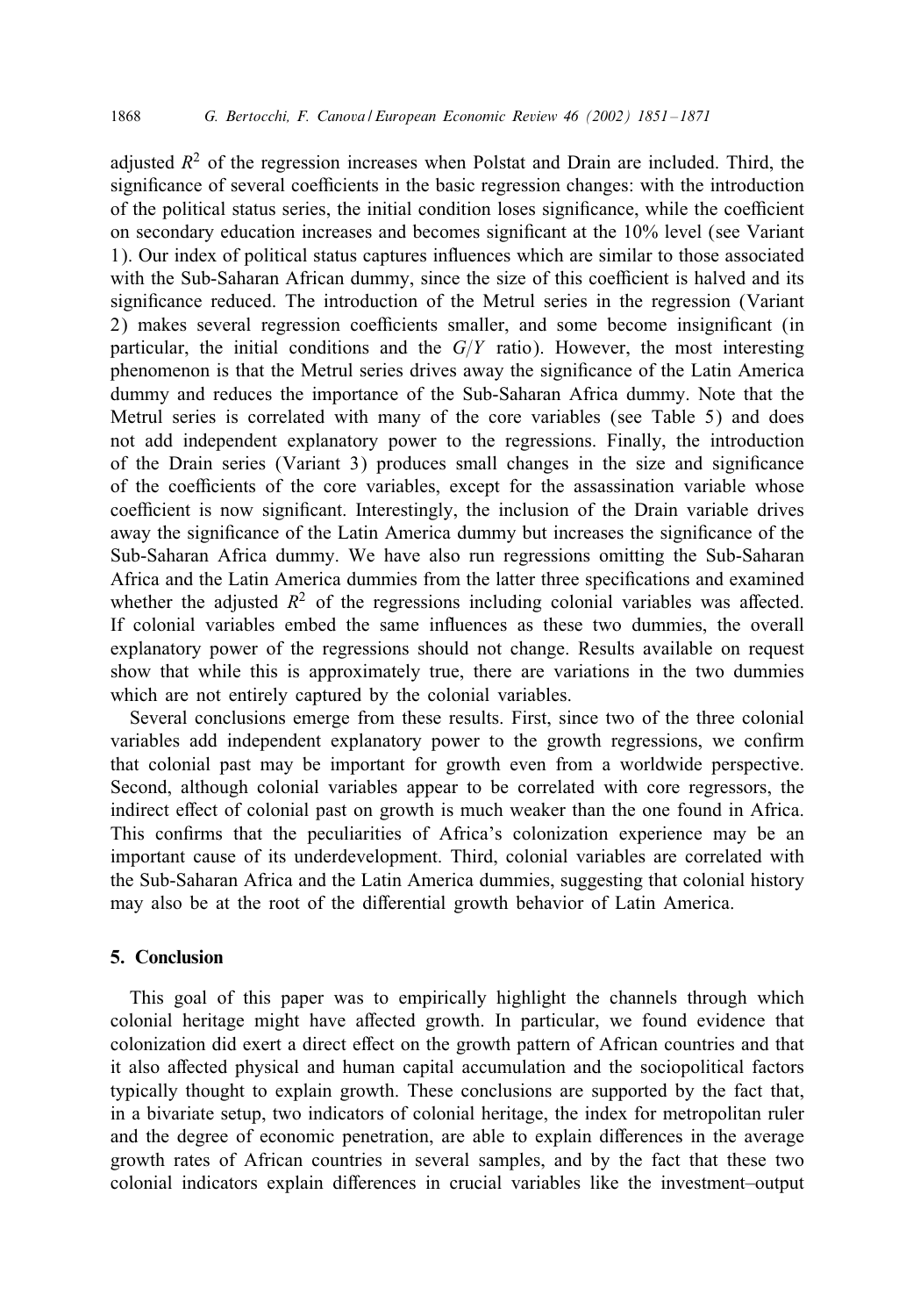adjusted $R^2$ of the regression increases when Polstat and Drain are included. Third, the significance of several coefficients in the basic regression changes: with the introduction of the political status series, the initial condition loses significance, while the coefficient on secondary education increases and becomes significant at the 10% level (see Variant 1). Our index of political status captures influences which are similar to those associated with the Sub-Saharan African dummy, since the size of this coefficient is halved and its significance reduced. The introduction of the Metrul series in the regression (Variant 2) makes several regression coefficients smaller, and some become insignificant (in particular, the initial conditions and the $G/Y$ ratio). However, the most interesting phenomenon is that the Metrul series drives away the significance of the Latin America dummy and reduces the importance of the Sub-Saharan Africa dummy. Note that the Metrul series is correlated with many of the core variables (see Table 5) and does not add independent explanatory power to the regressions. Finally, the introduction of the Drain series (Variant 3) produces small changes in the size and significance of the coefficients of the core variables, except for the assassination variable whose coefficient is now significant. Interestingly, the inclusion of the Drain variable drives away the significance of the Latin America dummy but increases the significance of the Sub-Saharan Africa dummy. We have also run regressions omitting the Sub-Saharan Africa and the Latin America dummies from the latter three specifications and examined whether the adjusted $R^2$ of the regressions including colonial variables was affected. If colonial variables embed the same influences as these two dummies, the overall explanatory power of the regressions should not change. Results available on request show that while this is approximately true, there are variations in the two dummies which are not entirely captured by the colonial variables.

Several conclusions emerge from these results. First, since two of the three colonial variables add independent explanatory power to the growth regressions, we confirm that colonial past may be important for growth even from a worldwide perspective. Second, although colonial variables appear to be correlated with core regressors, the indirect effect of colonial past on growth is much weaker than the one found in Africa. This confirms that the peculiarities of Africa's colonization experience may be an important cause of its underdevelopment. Third, colonial variables are correlated with the Sub-Saharan Africa and the Latin America dummies, suggesting that colonial history may also be at the root of the differential growth behavior of Latin America.

## 5. Conclusion

This goal of this paper was to empirically highlight the channels through which colonial heritage might have affected growth. In particular, we found evidence that colonization did exert a direct effect on the growth pattern of African countries and that it also affected physical and human capital accumulation and the sociopolitical factors typically thought to explain growth. These conclusions are supported by the fact that, in a bivariate setup, two indicators of colonial heritage, the index for metropolitan ruler and the degree of economic penetration, are able to explain differences in the average growth rates of African countries in several samples, and by the fact that these two colonial indicators explain differences in crucial variables like the investment–output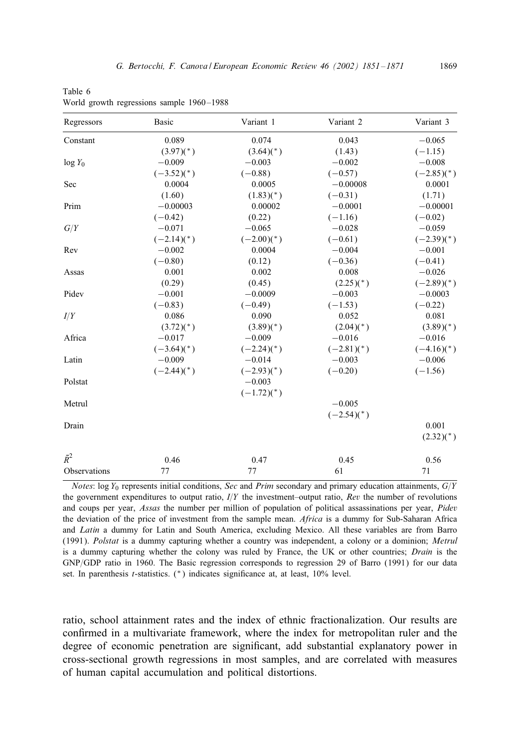Table 6
World growth regressions sample 1960–1988

| Regressors | Basic | Variant 1 | Variant 2 | Variant 3 |
|---|---|---|---|---|
| Constant | 0.089 | 0.074 | 0.043 | −0.065 |
| | (3.97)(*) | (3.64)(*) | (1.43) | (−1.15) |
| $\log Y_0$ | −0.009 | −0.003 | −0.002 | −0.008 |
| | (−3.52)(*) | (−0.88) | (−0.57) | (−2.85)(*) |
| Sec | 0.0004 | 0.0005 | −0.00008 | 0.0001 |
| | (1.60) | (1.83)(*) | (−0.31) | (1.71) |
| Prim | −0.00003 | 0.00002 | −0.0001 | −0.00001 |
| | (−0.42) | (0.22) | (−1.16) | (−0.02) |
| $G/Y$ | −0.071 | −0.065 | −0.028 | −0.059 |
| | (−2.14)(*) | (−2.00)(*) | (−0.61) | (−2.39)(*) |
| Rev | −0.002 | 0.0004 | −0.004 | −0.001 |
| | (−0.80) | (0.12) | (−0.36) | (−0.41) |
| Assas | 0.001 | 0.002 | 0.008 | −0.026 |
| | (0.29) | (0.45) | (2.25)(*) | (−2.89)(*) |
| Pidev | −0.001 | −0.0009 | −0.003 | −0.0003 |
| | (−0.83) | (−0.49) | (−1.53) | (−0.22) |
| $I/Y$ | 0.086 | 0.090 | 0.052 | 0.081 |
| | (3.72)(*) | (3.89)(*) | (2.04)(*) | (3.89)(*) |
| Africa | −0.017 | −0.009 | −0.016 | −0.016 |
| | (−3.64)(*) | (−2.24)(*) | (−2.81)(*) | (−4.16)(*) |
| Latin | −0.009 | −0.014 | −0.003 | −0.006 |
| | (−2.44)(*) | (−2.93)(*) | (−0.20) | (−1.56) |
| Polstat | | −0.003 | | |
| | | (−1.72)(*) | | |
| Metrul | | | −0.005 | |
| | | | (−2.54)(*) | |
| Drain | | | | 0.001 |
| | | | | (2.32)(*) |
| $\bar{R}^2$ | 0.46 | 0.47 | 0.45 | 0.56 |
| Observations | 77 | 77 | 61 | 71 |

*Notes*: $\log Y_0$ represents initial conditions, *Sec* and *Prim* secondary and primary education attainments, $G/Y$ the government expenditures to output ratio, $I/Y$ the investment–output ratio, *Rev* the number of revolutions and coups per year, *Assas* the number per million of population of political assassinations per year, *Pidev* the deviation of the price of investment from the sample mean. *Africa* is a dummy for Sub-Saharan Africa and *Latin* a dummy for Latin and South America, excluding Mexico. All these variables are from Barro (1991). *Polstat* is a dummy capturing whether a country was independent, a colony or a dominion; *Metrul* is a dummy capturing whether the colony was ruled by France, the UK or other countries; *Drain* is the GNP/GDP ratio in 1960. The Basic regression corresponds to regression 29 of Barro (1991) for our data set. In parenthesis $t$-statistics. (*) indicates significance at, at least, 10% level.

ratio, school attainment rates and the index of ethnic fractionalization. Our results are confirmed in a multivariate framework, where the index for metropolitan ruler and the degree of economic penetration are significant, add substantial explanatory power in cross-sectional growth regressions in most samples, and are correlated with measures of human capital accumulation and political distortions.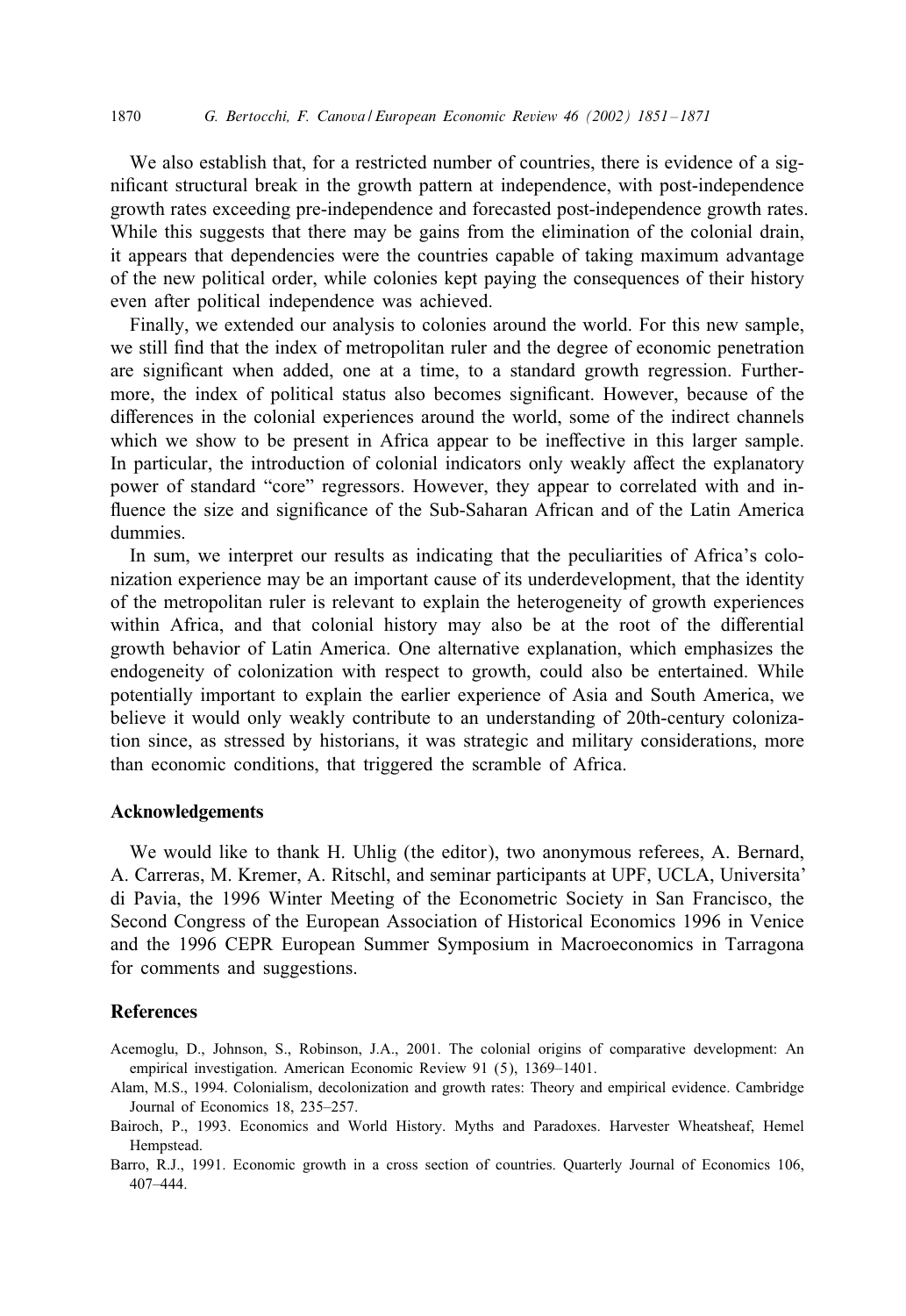We also establish that, for a restricted number of countries, there is evidence of a significant structural break in the growth pattern at independence, with post-independence growth rates exceeding pre-independence and forecasted post-independence growth rates. While this suggests that there may be gains from the elimination of the colonial drain, it appears that dependencies were the countries capable of taking maximum advantage of the new political order, while colonies kept paying the consequences of their history even after political independence was achieved.

Finally, we extended our analysis to colonies around the world. For this new sample, we still find that the index of metropolitan ruler and the degree of economic penetration are significant when added, one at a time, to a standard growth regression. Furthermore, the index of political status also becomes significant. However, because of the differences in the colonial experiences around the world, some of the indirect channels which we show to be present in Africa appear to be ineffective in this larger sample. In particular, the introduction of colonial indicators only weakly affect the explanatory power of standard "core" regressors. However, they appear to correlated with and influence the size and significance of the Sub-Saharan African and of the Latin America dummies.

In sum, we interpret our results as indicating that the peculiarities of Africa's colonization experience may be an important cause of its underdevelopment, that the identity of the metropolitan ruler is relevant to explain the heterogeneity of growth experiences within Africa, and that colonial history may also be at the root of the differential growth behavior of Latin America. One alternative explanation, which emphasizes the endogeneity of colonization with respect to growth, could also be entertained. While potentially important to explain the earlier experience of Asia and South America, we believe it would only weakly contribute to an understanding of 20th-century colonization since, as stressed by historians, it was strategic and military considerations, more than economic conditions, that triggered the scramble of Africa.

## Acknowledgements

We would like to thank H. Uhlig (the editor), two anonymous referees, A. Bernard, A. Carreras, M. Kremer, A. Ritschl, and seminar participants at UPF, UCLA, Universita' di Pavia, the 1996 Winter Meeting of the Econometric Society in San Francisco, the Second Congress of the European Association of Historical Economics 1996 in Venice and the 1996 CEPR European Summer Symposium in Macroeconomics in Tarragona for comments and suggestions.

## References

Acemoglu, D., Johnson, S., Robinson, J.A., 2001. The colonial origins of comparative development: An empirical investigation. American Economic Review 91 (5), 1369–1401.

Alam, M.S., 1994. Colonialism, decolonization and growth rates: Theory and empirical evidence. Cambridge Journal of Economics 18, 235–257.

Bairoch, P., 1993. Economics and World History. Myths and Paradoxes. Harvester Wheatsheaf, Hemel Hempstead.

Barro, R.J., 1991. Economic growth in a cross section of countries. Quarterly Journal of Economics 106, 407–444.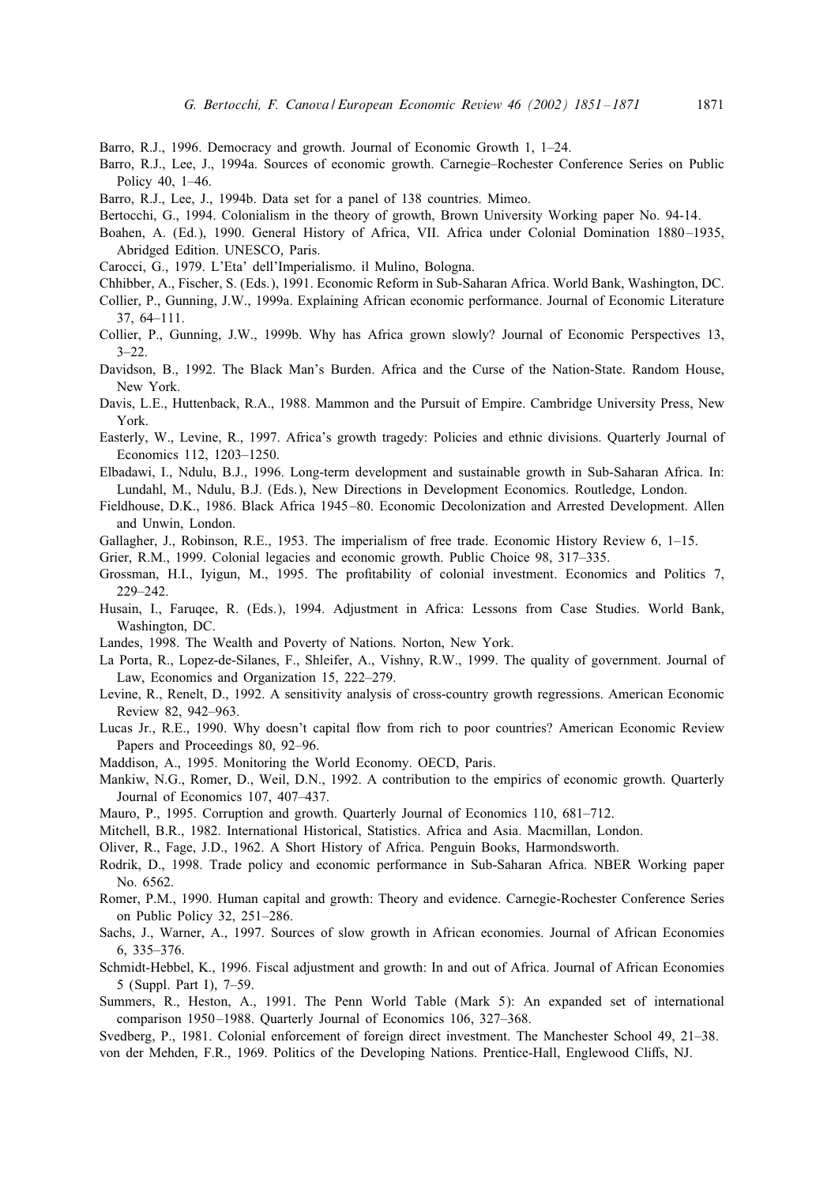Barro, R.J., 1996. Democracy and growth. Journal of Economic Growth 1, 1–24.

Barro, R.J., Lee, J., 1994a. Sources of economic growth. Carnegie–Rochester Conference Series on Public Policy 40, 1–46.

Barro, R.J., Lee, J., 1994b. Data set for a panel of 138 countries. Mimeo.

Bertocchi, G., 1994. Colonialism in the theory of growth, Brown University Working paper No. 94-14.

Boahen, A. (Ed.), 1990. General History of Africa, VII. Africa under Colonial Domination 1880–1935, Abridged Edition. UNESCO, Paris.

Carocci, G., 1979. L'Eta' dell'Imperialismo. il Mulino, Bologna.

Chhibber, A., Fischer, S. (Eds.), 1991. Economic Reform in Sub-Saharan Africa. World Bank, Washington, DC.

Collier, P., Gunning, J.W., 1999a. Explaining African economic performance. Journal of Economic Literature 37, 64–111.

Collier, P., Gunning, J.W., 1999b. Why has Africa grown slowly? Journal of Economic Perspectives 13, 3–22.

Davidson, B., 1992. The Black Man's Burden. Africa and the Curse of the Nation-State. Random House, New York.

Davis, L.E., Huttenback, R.A., 1988. Mammon and the Pursuit of Empire. Cambridge University Press, New York.

Easterly, W., Levine, R., 1997. Africa's growth tragedy: Policies and ethnic divisions. Quarterly Journal of Economics 112, 1203–1250.

Elbadawi, I., Ndulu, B.J., 1996. Long-term development and sustainable growth in Sub-Saharan Africa. In: Lundahl, M., Ndulu, B.J. (Eds.), New Directions in Development Economics. Routledge, London.

Fieldhouse, D.K., 1986. Black Africa 1945–80. Economic Decolonization and Arrested Development. Allen and Unwin, London.

Gallagher, J., Robinson, R.E., 1953. The imperialism of free trade. Economic History Review 6, 1–15.

Grier, R.M., 1999. Colonial legacies and economic growth. Public Choice 98, 317–335.

Grossman, H.I., Iyigun, M., 1995. The profitability of colonial investment. Economics and Politics 7, 229–242.

Husain, I., Faruqee, R. (Eds.), 1994. Adjustment in Africa: Lessons from Case Studies. World Bank, Washington, DC.

Landes, 1998. The Wealth and Poverty of Nations. Norton, New York.

La Porta, R., Lopez-de-Silanes, F., Shleifer, A., Vishny, R.W., 1999. The quality of government. Journal of Law, Economics and Organization 15, 222–279.

Levine, R., Renelt, D., 1992. A sensitivity analysis of cross-country growth regressions. American Economic Review 82, 942–963.

Lucas Jr., R.E., 1990. Why doesn't capital flow from rich to poor countries? American Economic Review Papers and Proceedings 80, 92–96.

Maddison, A., 1995. Monitoring the World Economy. OECD, Paris.

Mankiw, N.G., Romer, D., Weil, D.N., 1992. A contribution to the empirics of economic growth. Quarterly Journal of Economics 107, 407–437.

Mauro, P., 1995. Corruption and growth. Quarterly Journal of Economics 110, 681–712.

Mitchell, B.R., 1982. International Historical, Statistics. Africa and Asia. Macmillan, London.

Oliver, R., Fage, J.D., 1962. A Short History of Africa. Penguin Books, Harmondsworth.

Rodrik, D., 1998. Trade policy and economic performance in Sub-Saharan Africa. NBER Working paper No. 6562.

Romer, P.M., 1990. Human capital and growth: Theory and evidence. Carnegie-Rochester Conference Series on Public Policy 32, 251–286.

Sachs, J., Warner, A., 1997. Sources of slow growth in African economies. Journal of African Economies 6, 335–376.

Schmidt-Hebbel, K., 1996. Fiscal adjustment and growth: In and out of Africa. Journal of African Economies 5 (Suppl. Part I), 7–59.

Summers, R., Heston, A., 1991. The Penn World Table (Mark 5): An expanded set of international comparison 1950–1988. Quarterly Journal of Economics 106, 327–368.

Svedberg, P., 1981. Colonial enforcement of foreign direct investment. The Manchester School 49, 21–38.

von der Mehden, F.R., 1969. Politics of the Developing Nations. Prentice-Hall, Englewood Cliffs, NJ.